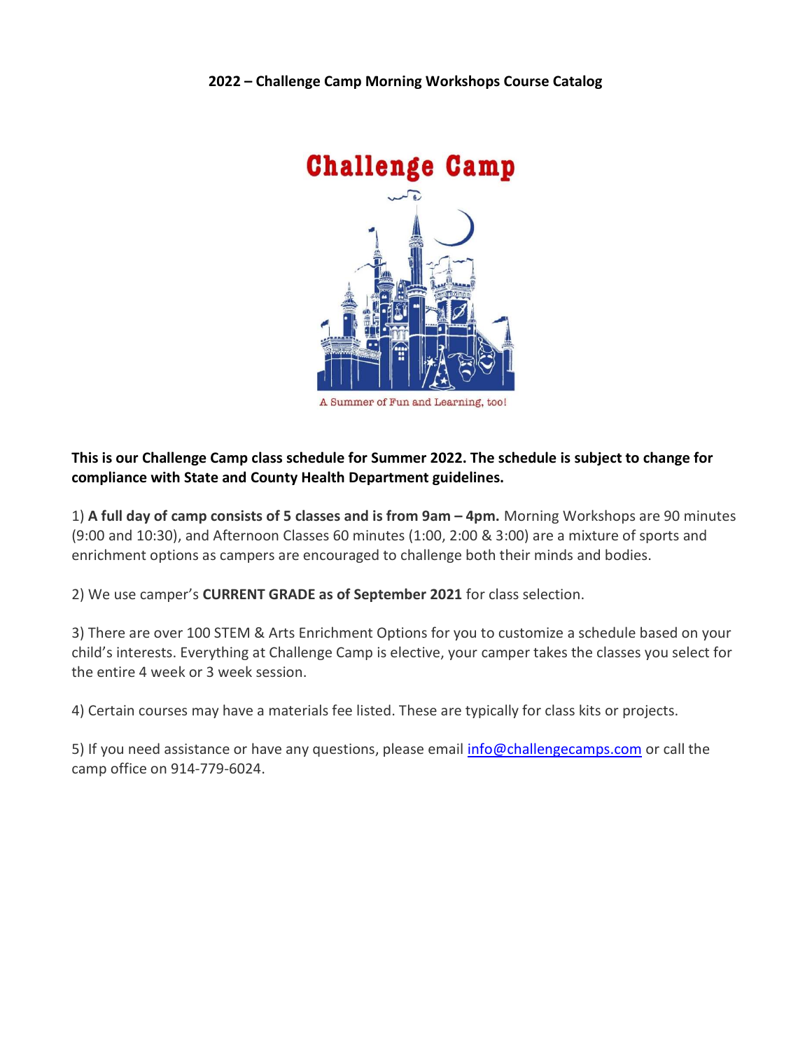# 2022 – Challenge Camp Morning Workshops Course Catalog

Challenge Camp

A Summer of Fun and Learning, too!

**This is our Challenge Camp class schedule for Summer 2022. The schedule is subject to change for compliance with State and County Health Department guidelines.**

1) **A full day of camp consists of 5 classes and is from 9am – 4pm.** Morning Workshops are 90 minutes (9:00 and 10:30), and Afternoon Classes 60 minutes (1:00, 2:00 & 3:00) are a mixture of sports and enrichment options as campers are encouraged to challenge both their minds and bodies.

2) We use camper's **CURRENT GRADE as of September 2021** for class selection.

3) There are over 100 STEM & Arts Enrichment Options for you to customize a schedule based on your child's interests. Everything at Challenge Camp is elective, your camper takes the classes you select for the entire 4 week or 3 week session.

4) Certain courses may have a materials fee listed. These are typically for class kits or projects.

5) If you need assistance or have any questions, please email info@challengecamps.com or call the camp office on 914-779-6024.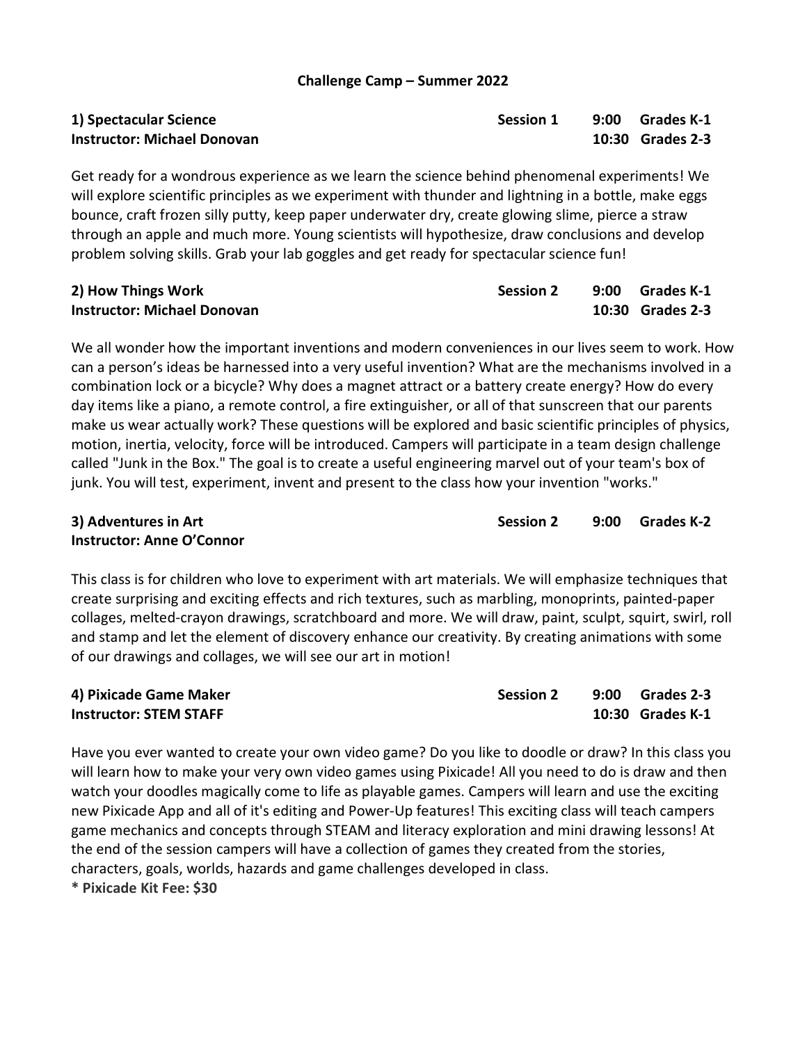**Challenge Camp – Summer 2022**

**1) Spectacular Science** **Session 1** **9:00 Grades K-1**
**Instructor: Michael Donovan** **10:30 Grades 2-3**

Get ready for a wondrous experience as we learn the science behind phenomenal experiments! We will explore scientific principles as we experiment with thunder and lightning in a bottle, make eggs bounce, craft frozen silly putty, keep paper underwater dry, create glowing slime, pierce a straw through an apple and much more. Young scientists will hypothesize, draw conclusions and develop problem solving skills. Grab your lab goggles and get ready for spectacular science fun!

**2) How Things Work** **Session 2** **9:00 Grades K-1**
**Instructor: Michael Donovan** **10:30 Grades 2-3**

We all wonder how the important inventions and modern conveniences in our lives seem to work. How can a person's ideas be harnessed into a very useful invention? What are the mechanisms involved in a combination lock or a bicycle? Why does a magnet attract or a battery create energy? How do every day items like a piano, a remote control, a fire extinguisher, or all of that sunscreen that our parents make us wear actually work? These questions will be explored and basic scientific principles of physics, motion, inertia, velocity, force will be introduced. Campers will participate in a team design challenge called "Junk in the Box." The goal is to create a useful engineering marvel out of your team's box of junk. You will test, experiment, invent and present to the class how your invention "works."

**3) Adventures in Art** **Session 2** **9:00 Grades K-2**
**Instructor: Anne O'Connor**

This class is for children who love to experiment with art materials. We will emphasize techniques that create surprising and exciting effects and rich textures, such as marbling, monoprints, painted-paper collages, melted-crayon drawings, scratchboard and more. We will draw, paint, sculpt, squirt, swirl, roll and stamp and let the element of discovery enhance our creativity. By creating animations with some of our drawings and collages, we will see our art in motion!

**4) Pixicade Game Maker** **Session 2** **9:00 Grades 2-3**
**Instructor: STEM STAFF** **10:30 Grades K-1**

Have you ever wanted to create your own video game? Do you like to doodle or draw? In this class you will learn how to make your very own video games using Pixicade! All you need to do is draw and then watch your doodles magically come to life as playable games. Campers will learn and use the exciting new Pixicade App and all of it's editing and Power-Up features! This exciting class will teach campers game mechanics and concepts through STEAM and literacy exploration and mini drawing lessons! At the end of the session campers will have a collection of games they created from the stories, characters, goals, worlds, hazards and game challenges developed in class.

**\* Pixicade Kit Fee: $30**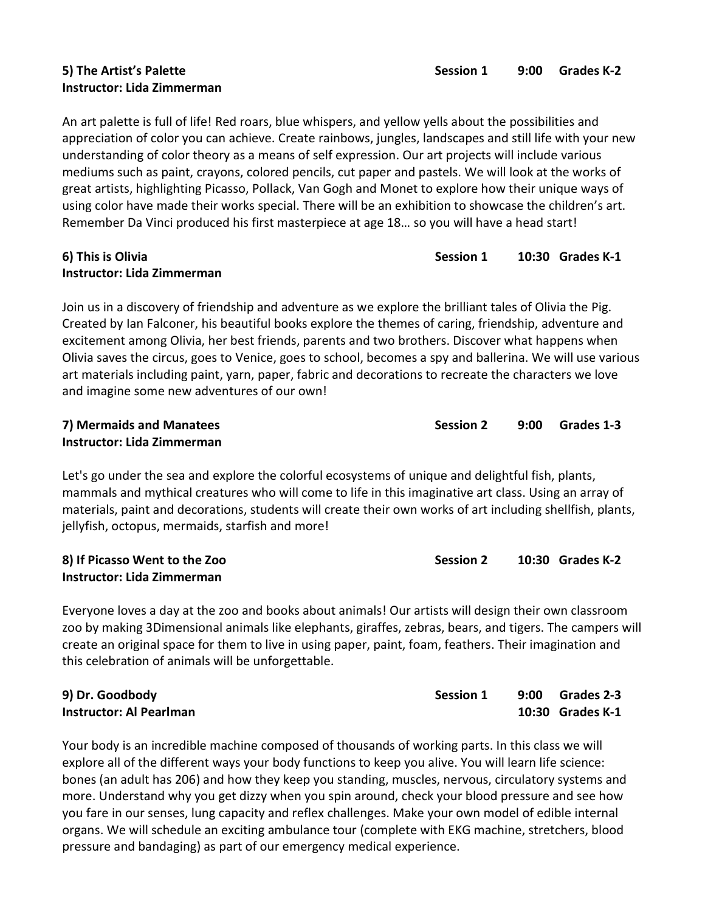**5) The Artist's Palette** **Session 1** **9:00** **Grades K-2**
**Instructor: Lida Zimmerman**

An art palette is full of life! Red roars, blue whispers, and yellow yells about the possibilities and appreciation of color you can achieve. Create rainbows, jungles, landscapes and still life with your new understanding of color theory as a means of self expression. Our art projects will include various mediums such as paint, crayons, colored pencils, cut paper and pastels. We will look at the works of great artists, highlighting Picasso, Pollack, Van Gogh and Monet to explore how their unique ways of using color have made their works special. There will be an exhibition to showcase the children's art. Remember Da Vinci produced his first masterpiece at age 18… so you will have a head start!

**6) This is Olivia** **Session 1** **10:30** **Grades K-1**
**Instructor: Lida Zimmerman**

Join us in a discovery of friendship and adventure as we explore the brilliant tales of Olivia the Pig. Created by Ian Falconer, his beautiful books explore the themes of caring, friendship, adventure and excitement among Olivia, her best friends, parents and two brothers. Discover what happens when Olivia saves the circus, goes to Venice, goes to school, becomes a spy and ballerina. We will use various art materials including paint, yarn, paper, fabric and decorations to recreate the characters we love and imagine some new adventures of our own!

**7) Mermaids and Manatees** **Session 2** **9:00** **Grades 1-3**
**Instructor: Lida Zimmerman**

Let's go under the sea and explore the colorful ecosystems of unique and delightful fish, plants, mammals and mythical creatures who will come to life in this imaginative art class. Using an array of materials, paint and decorations, students will create their own works of art including shellfish, plants, jellyfish, octopus, mermaids, starfish and more!

**8) If Picasso Went to the Zoo** **Session 2** **10:30** **Grades K-2**
**Instructor: Lida Zimmerman**

Everyone loves a day at the zoo and books about animals! Our artists will design their own classroom zoo by making 3Dimensional animals like elephants, giraffes, zebras, bears, and tigers. The campers will create an original space for them to live in using paper, paint, foam, feathers. Their imagination and this celebration of animals will be unforgettable.

**9) Dr. Goodbody** **Session 1** **9:00** **Grades 2-3**
**Instructor: Al Pearlman** **10:30** **Grades K-1**

Your body is an incredible machine composed of thousands of working parts. In this class we will explore all of the different ways your body functions to keep you alive. You will learn life science: bones (an adult has 206) and how they keep you standing, muscles, nervous, circulatory systems and more. Understand why you get dizzy when you spin around, check your blood pressure and see how you fare in our senses, lung capacity and reflex challenges. Make your own model of edible internal organs. We will schedule an exciting ambulance tour (complete with EKG machine, stretchers, blood pressure and bandaging) as part of our emergency medical experience.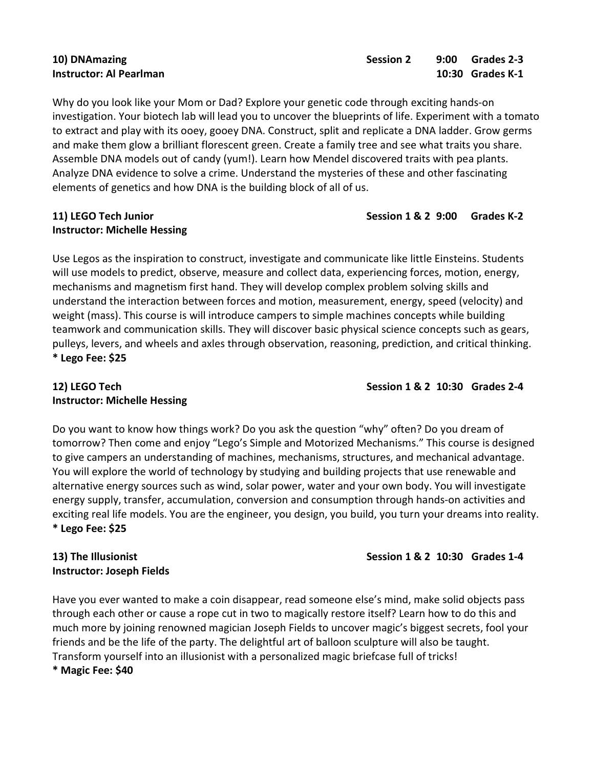**10) DNAmazing** **Session 2** **9:00 Grades 2-3**
**Instructor: Al Pearlman** **10:30 Grades K-1**

Why do you look like your Mom or Dad? Explore your genetic code through exciting hands-on investigation. Your biotech lab will lead you to uncover the blueprints of life. Experiment with a tomato to extract and play with its ooey, gooey DNA. Construct, split and replicate a DNA ladder. Grow germs and make them glow a brilliant florescent green. Create a family tree and see what traits you share. Assemble DNA models out of candy (yum!). Learn how Mendel discovered traits with pea plants. Analyze DNA evidence to solve a crime. Understand the mysteries of these and other fascinating elements of genetics and how DNA is the building block of all of us.

**11) LEGO Tech Junior** **Session 1 & 2 9:00 Grades K-2**
**Instructor: Michelle Hessing**

Use Legos as the inspiration to construct, investigate and communicate like little Einsteins. Students will use models to predict, observe, measure and collect data, experiencing forces, motion, energy, mechanisms and magnetism first hand. They will develop complex problem solving skills and understand the interaction between forces and motion, measurement, energy, speed (velocity) and weight (mass). This course is will introduce campers to simple machines concepts while building teamwork and communication skills. They will discover basic physical science concepts such as gears, pulleys, levers, and wheels and axles through observation, reasoning, prediction, and critical thinking.
**\* Lego Fee: $25**

**12) LEGO Tech** **Session 1 & 2 10:30 Grades 2-4**
**Instructor: Michelle Hessing**

Do you want to know how things work? Do you ask the question "why" often? Do you dream of tomorrow? Then come and enjoy "Lego's Simple and Motorized Mechanisms." This course is designed to give campers an understanding of machines, mechanisms, structures, and mechanical advantage. You will explore the world of technology by studying and building projects that use renewable and alternative energy sources such as wind, solar power, water and your own body. You will investigate energy supply, transfer, accumulation, conversion and consumption through hands-on activities and exciting real life models. You are the engineer, you design, you build, you turn your dreams into reality.
**\* Lego Fee: $25**

**13) The Illusionist** **Session 1 & 2 10:30 Grades 1-4**
**Instructor: Joseph Fields**

Have you ever wanted to make a coin disappear, read someone else's mind, make solid objects pass through each other or cause a rope cut in two to magically restore itself? Learn how to do this and much more by joining renowned magician Joseph Fields to uncover magic's biggest secrets, fool your friends and be the life of the party. The delightful art of balloon sculpture will also be taught. Transform yourself into an illusionist with a personalized magic briefcase full of tricks!
**\* Magic Fee: $40**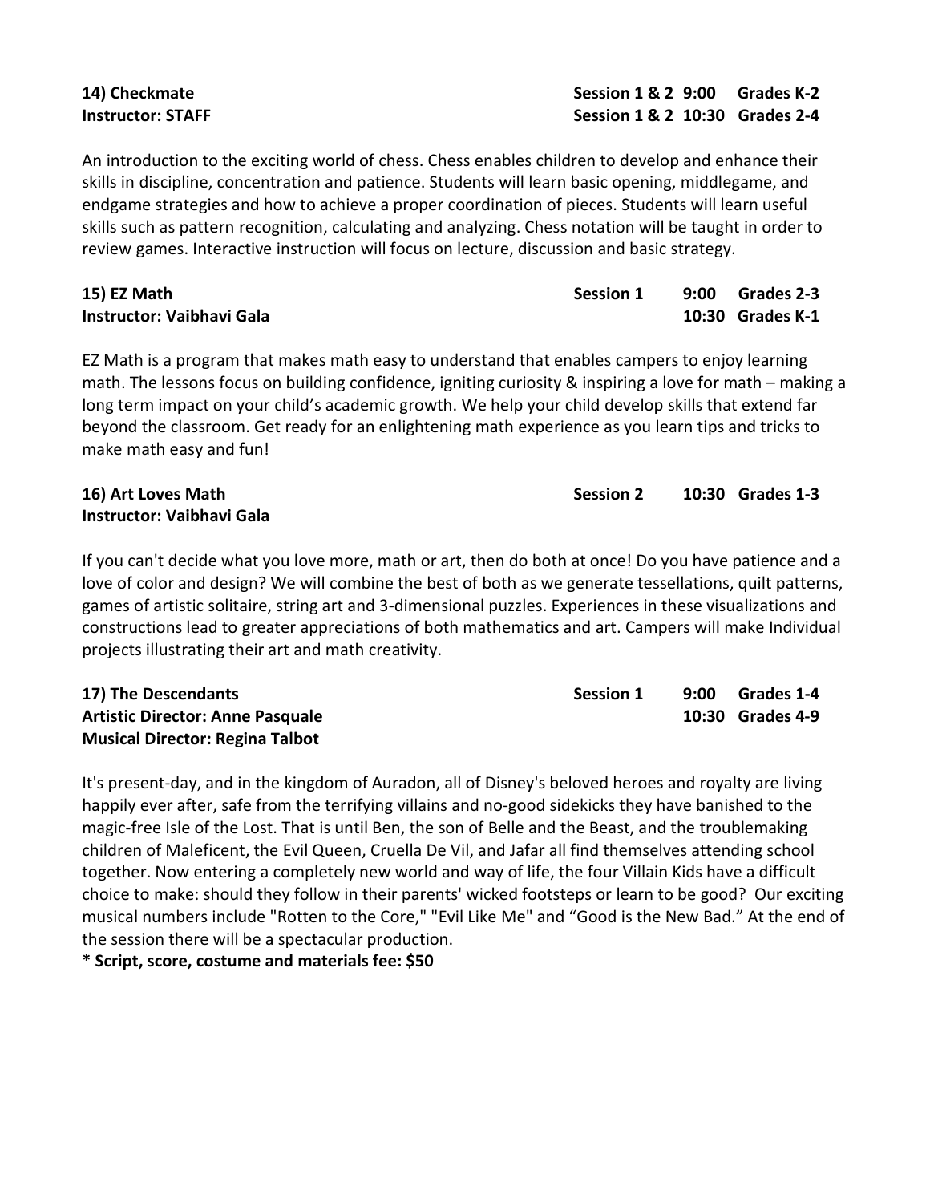**14) Checkmate** **Session 1 & 2 9:00 Grades K-2**
**Instructor: STAFF** **Session 1 & 2 10:30 Grades 2-4**

An introduction to the exciting world of chess. Chess enables children to develop and enhance their skills in discipline, concentration and patience. Students will learn basic opening, middlegame, and endgame strategies and how to achieve a proper coordination of pieces. Students will learn useful skills such as pattern recognition, calculating and analyzing. Chess notation will be taught in order to review games. Interactive instruction will focus on lecture, discussion and basic strategy.

**15) EZ Math** **Session 1 9:00 Grades 2-3**
**Instructor: Vaibhavi Gala** **10:30 Grades K-1**

EZ Math is a program that makes math easy to understand that enables campers to enjoy learning math. The lessons focus on building confidence, igniting curiosity & inspiring a love for math – making a long term impact on your child's academic growth. We help your child develop skills that extend far beyond the classroom. Get ready for an enlightening math experience as you learn tips and tricks to make math easy and fun!

**16) Art Loves Math** **Session 2 10:30 Grades 1-3**
**Instructor: Vaibhavi Gala**

If you can't decide what you love more, math or art, then do both at once! Do you have patience and a love of color and design? We will combine the best of both as we generate tessellations, quilt patterns, games of artistic solitaire, string art and 3-dimensional puzzles. Experiences in these visualizations and constructions lead to greater appreciations of both mathematics and art. Campers will make Individual projects illustrating their art and math creativity.

**17) The Descendants** **Session 1 9:00 Grades 1-4**
**Artistic Director: Anne Pasquale** **10:30 Grades 4-9**
**Musical Director: Regina Talbot**

It's present-day, and in the kingdom of Auradon, all of Disney's beloved heroes and royalty are living happily ever after, safe from the terrifying villains and no-good sidekicks they have banished to the magic-free Isle of the Lost. That is until Ben, the son of Belle and the Beast, and the troublemaking children of Maleficent, the Evil Queen, Cruella De Vil, and Jafar all find themselves attending school together. Now entering a completely new world and way of life, the four Villain Kids have a difficult choice to make: should they follow in their parents' wicked footsteps or learn to be good? Our exciting musical numbers include "Rotten to the Core," "Evil Like Me" and "Good is the New Bad." At the end of the session there will be a spectacular production.

**\* Script, score, costume and materials fee: $50**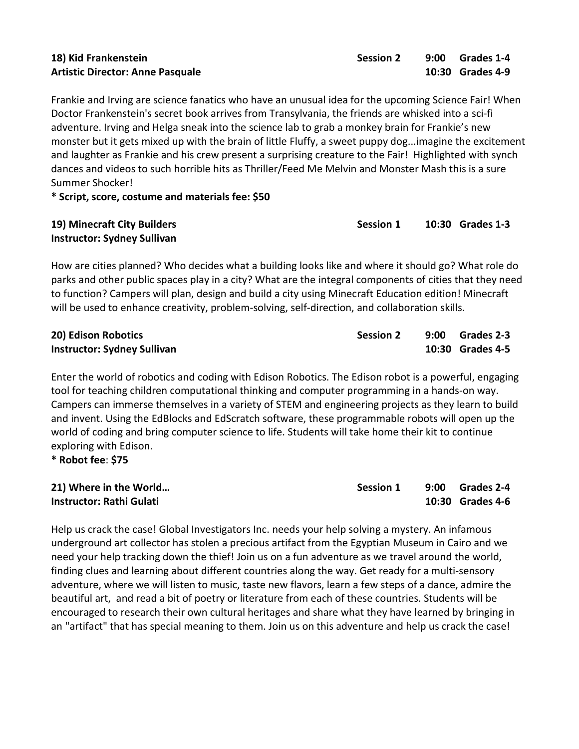**18) Kid Frankenstein** **Session 2** **9:00 Grades 1-4**
**Artistic Director: Anne Pasquale** **10:30 Grades 4-9**

Frankie and Irving are science fanatics who have an unusual idea for the upcoming Science Fair! When Doctor Frankenstein's secret book arrives from Transylvania, the friends are whisked into a sci-fi adventure. Irving and Helga sneak into the science lab to grab a monkey brain for Frankie's new monster but it gets mixed up with the brain of little Fluffy, a sweet puppy dog...imagine the excitement and laughter as Frankie and his crew present a surprising creature to the Fair! Highlighted with synch dances and videos to such horrible hits as Thriller/Feed Me Melvin and Monster Mash this is a sure Summer Shocker!

**\* Script, score, costume and materials fee: $50**

**19) Minecraft City Builders** **Session 1** **10:30 Grades 1-3**
**Instructor: Sydney Sullivan**

How are cities planned? Who decides what a building looks like and where it should go? What role do parks and other public spaces play in a city? What are the integral components of cities that they need to function? Campers will plan, design and build a city using Minecraft Education edition! Minecraft will be used to enhance creativity, problem-solving, self-direction, and collaboration skills.

**20) Edison Robotics** **Session 2** **9:00 Grades 2-3**
**Instructor: Sydney Sullivan** **10:30 Grades 4-5**

Enter the world of robotics and coding with Edison Robotics. The Edison robot is a powerful, engaging tool for teaching children computational thinking and computer programming in a hands-on way. Campers can immerse themselves in a variety of STEM and engineering projects as they learn to build and invent. Using the EdBlocks and EdScratch software, these programmable robots will open up the world of coding and bring computer science to life. Students will take home their kit to continue exploring with Edison.

**\* Robot fee**: **$75**

**21) Where in the World…** **Session 1** **9:00 Grades 2-4**
**Instructor: Rathi Gulati** **10:30 Grades 4-6**

Help us crack the case! Global Investigators Inc. needs your help solving a mystery. An infamous underground art collector has stolen a precious artifact from the Egyptian Museum in Cairo and we need your help tracking down the thief! Join us on a fun adventure as we travel around the world, finding clues and learning about different countries along the way. Get ready for a multi-sensory adventure, where we will listen to music, taste new flavors, learn a few steps of a dance, admire the beautiful art, and read a bit of poetry or literature from each of these countries. Students will be encouraged to research their own cultural heritages and share what they have learned by bringing in an "artifact" that has special meaning to them. Join us on this adventure and help us crack the case!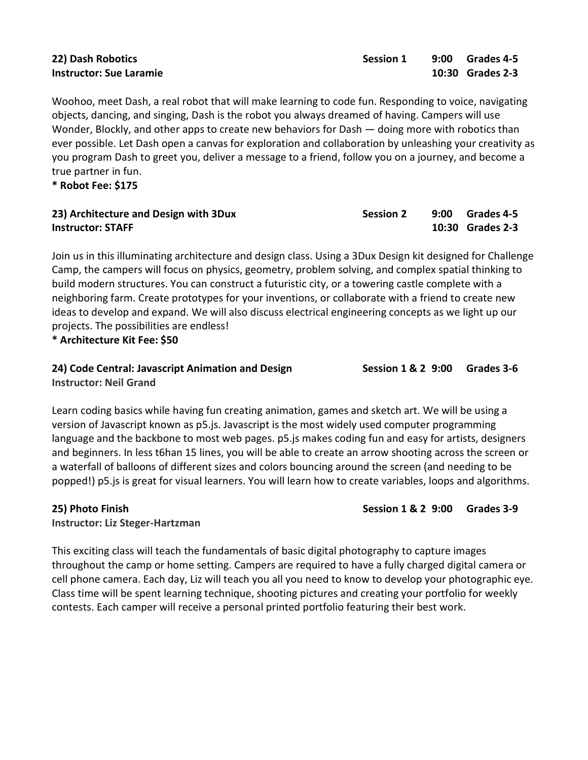**22) Dash Robotics** **Session 1** **9:00 Grades 4-5**
**Instructor: Sue Laramie** **10:30 Grades 2-3**

Woohoo, meet Dash, a real robot that will make learning to code fun. Responding to voice, navigating objects, dancing, and singing, Dash is the robot you always dreamed of having. Campers will use Wonder, Blockly, and other apps to create new behaviors for Dash — doing more with robotics than ever possible. Let Dash open a canvas for exploration and collaboration by unleashing your creativity as you program Dash to greet you, deliver a message to a friend, follow you on a journey, and become a true partner in fun.

**\* Robot Fee: $175**

**23) Architecture and Design with 3Dux** **Session 2** **9:00 Grades 4-5**
**Instructor: STAFF** **10:30 Grades 2-3**

Join us in this illuminating architecture and design class. Using a 3Dux Design kit designed for Challenge Camp, the campers will focus on physics, geometry, problem solving, and complex spatial thinking to build modern structures. You can construct a futuristic city, or a towering castle complete with a neighboring farm. Create prototypes for your inventions, or collaborate with a friend to create new ideas to develop and expand. We will also discuss electrical engineering concepts as we light up our projects. The possibilities are endless!

**\* Architecture Kit Fee: $50**

**24) Code Central: Javascript Animation and Design** **Session 1 & 2 9:00 Grades 3-6**
**Instructor: Neil Grand**

Learn coding basics while having fun creating animation, games and sketch art. We will be using a version of Javascript known as p5.js. Javascript is the most widely used computer programming language and the backbone to most web pages. p5.js makes coding fun and easy for artists, designers and beginners. In less t6han 15 lines, you will be able to create an arrow shooting across the screen or a waterfall of balloons of different sizes and colors bouncing around the screen (and needing to be popped!) p5.js is great for visual learners. You will learn how to create variables, loops and algorithms.

**25) Photo Finish** **Session 1 & 2 9:00 Grades 3-9**
**Instructor: Liz Steger-Hartzman**

This exciting class will teach the fundamentals of basic digital photography to capture images throughout the camp or home setting. Campers are required to have a fully charged digital camera or cell phone camera. Each day, Liz will teach you all you need to know to develop your photographic eye. Class time will be spent learning technique, shooting pictures and creating your portfolio for weekly contests. Each camper will receive a personal printed portfolio featuring their best work.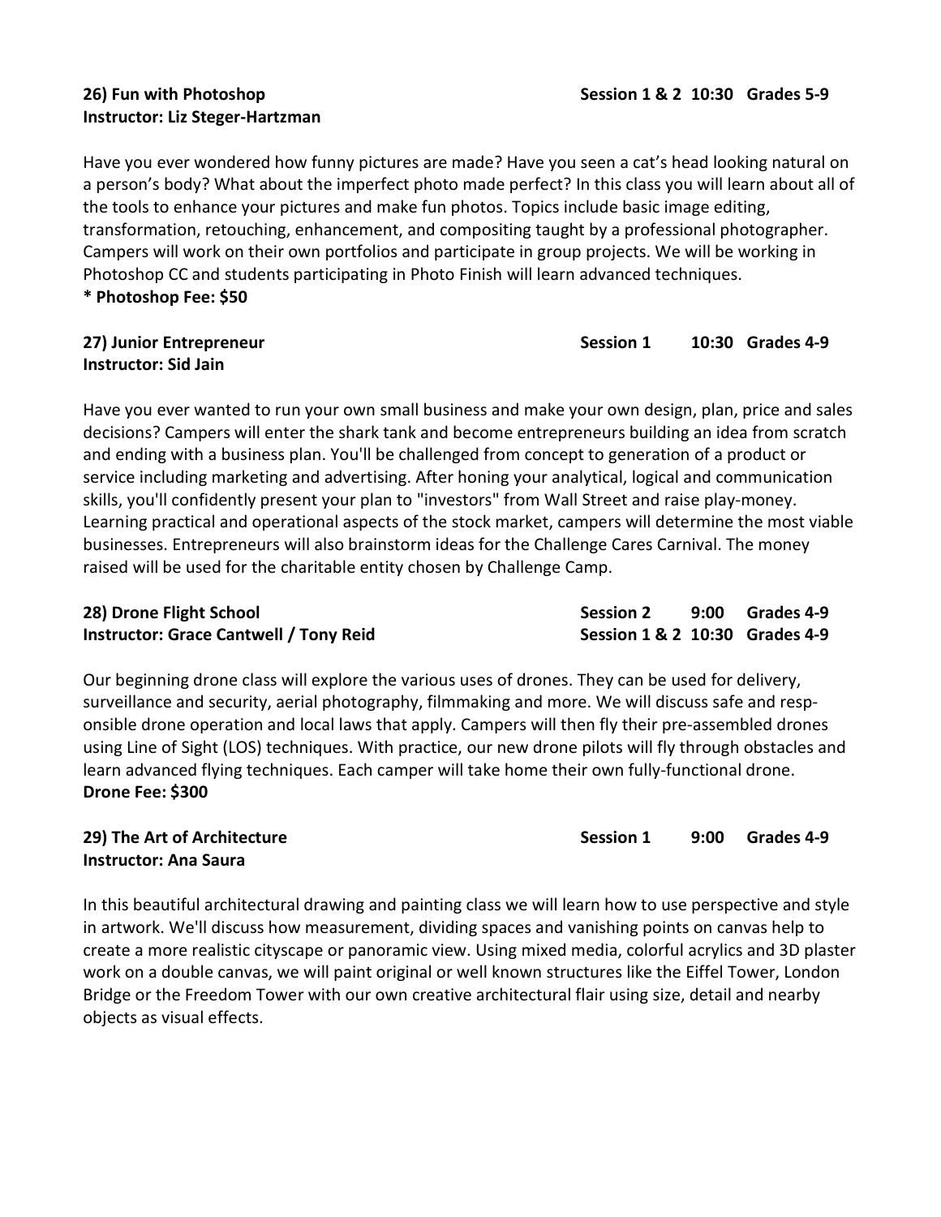**26) Fun with Photoshop** **Session 1 & 2 10:30 Grades 5-9**
**Instructor: Liz Steger-Hartzman**

Have you ever wondered how funny pictures are made? Have you seen a cat's head looking natural on a person's body? What about the imperfect photo made perfect? In this class you will learn about all of the tools to enhance your pictures and make fun photos. Topics include basic image editing, transformation, retouching, enhancement, and compositing taught by a professional photographer. Campers will work on their own portfolios and participate in group projects. We will be working in Photoshop CC and students participating in Photo Finish will learn advanced techniques.
**\* Photoshop Fee: $50**

**27) Junior Entrepreneur** **Session 1 10:30 Grades 4-9**
**Instructor: Sid Jain**

Have you ever wanted to run your own small business and make your own design, plan, price and sales decisions? Campers will enter the shark tank and become entrepreneurs building an idea from scratch and ending with a business plan. You'll be challenged from concept to generation of a product or service including marketing and advertising. After honing your analytical, logical and communication skills, you'll confidently present your plan to "investors" from Wall Street and raise play-money. Learning practical and operational aspects of the stock market, campers will determine the most viable businesses. Entrepreneurs will also brainstorm ideas for the Challenge Cares Carnival. The money raised will be used for the charitable entity chosen by Challenge Camp.

**28) Drone Flight School** **Session 2 9:00 Grades 4-9**
**Instructor: Grace Cantwell / Tony Reid** **Session 1 & 2 10:30 Grades 4-9**

Our beginning drone class will explore the various uses of drones. They can be used for delivery, surveillance and security, aerial photography, filmmaking and more. We will discuss safe and responsible drone operation and local laws that apply. Campers will then fly their pre-assembled drones using Line of Sight (LOS) techniques. With practice, our new drone pilots will fly through obstacles and learn advanced flying techniques. Each camper will take home their own fully-functional drone.
**Drone Fee: $300**

**29) The Art of Architecture** **Session 1 9:00 Grades 4-9**
**Instructor: Ana Saura**

In this beautiful architectural drawing and painting class we will learn how to use perspective and style in artwork. We'll discuss how measurement, dividing spaces and vanishing points on canvas help to create a more realistic cityscape or panoramic view. Using mixed media, colorful acrylics and 3D plaster work on a double canvas, we will paint original or well known structures like the Eiffel Tower, London Bridge or the Freedom Tower with our own creative architectural flair using size, detail and nearby objects as visual effects.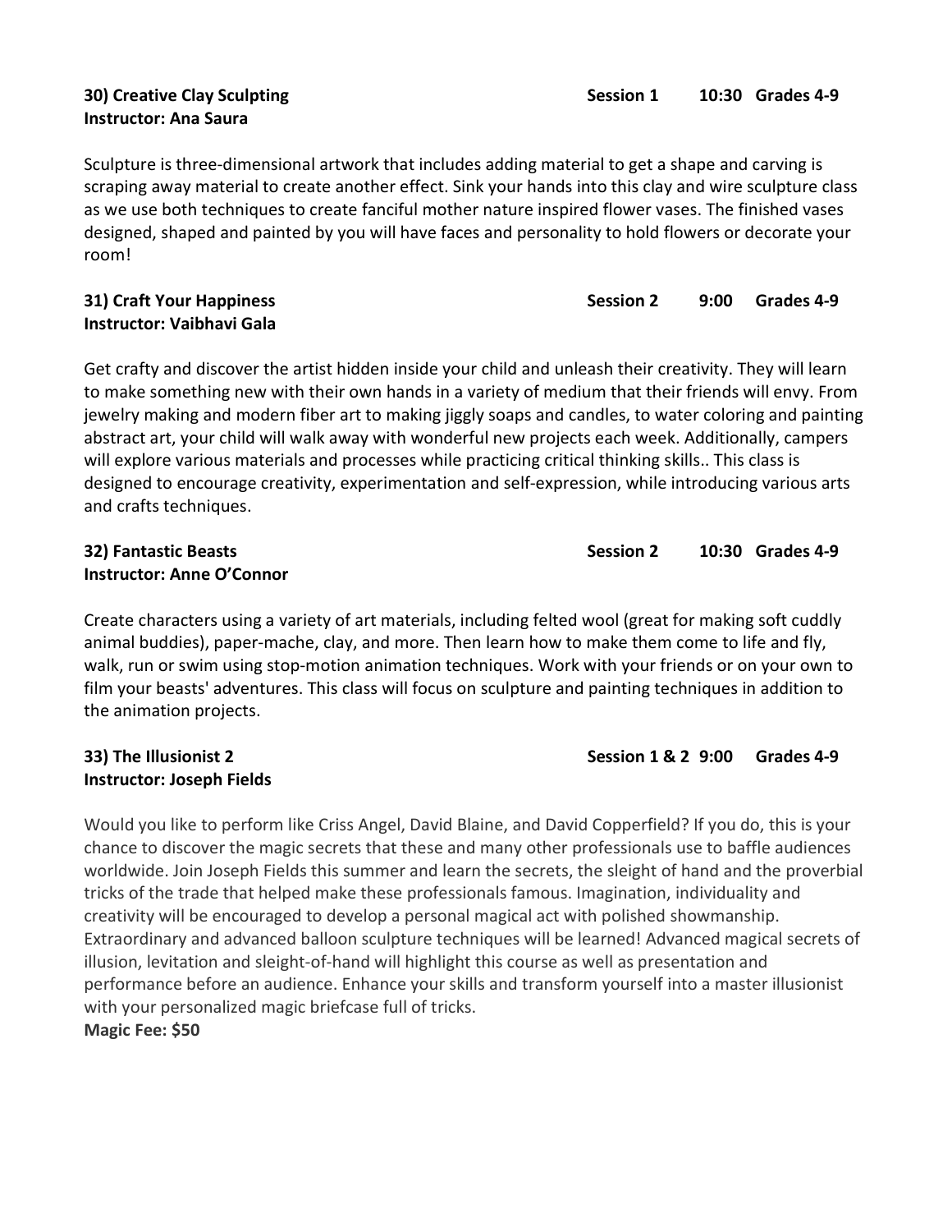**30) Creative Clay Sculpting** **Session 1** **10:30** **Grades 4-9**
**Instructor: Ana Saura**

Sculpture is three-dimensional artwork that includes adding material to get a shape and carving is scraping away material to create another effect. Sink your hands into this clay and wire sculpture class as we use both techniques to create fanciful mother nature inspired flower vases. The finished vases designed, shaped and painted by you will have faces and personality to hold flowers or decorate your room!

**31) Craft Your Happiness** **Session 2** **9:00** **Grades 4-9**
**Instructor: Vaibhavi Gala**

Get crafty and discover the artist hidden inside your child and unleash their creativity. They will learn to make something new with their own hands in a variety of medium that their friends will envy. From jewelry making and modern fiber art to making jiggly soaps and candles, to water coloring and painting abstract art, your child will walk away with wonderful new projects each week. Additionally, campers will explore various materials and processes while practicing critical thinking skills.. This class is designed to encourage creativity, experimentation and self-expression, while introducing various arts and crafts techniques.

**32) Fantastic Beasts** **Session 2** **10:30** **Grades 4-9**
**Instructor: Anne O'Connor**

Create characters using a variety of art materials, including felted wool (great for making soft cuddly animal buddies), paper-mache, clay, and more. Then learn how to make them come to life and fly, walk, run or swim using stop-motion animation techniques. Work with your friends or on your own to film your beasts' adventures. This class will focus on sculpture and painting techniques in addition to the animation projects.

**33) The Illusionist 2** **Session 1 & 2** **9:00** **Grades 4-9**
**Instructor: Joseph Fields**

Would you like to perform like Criss Angel, David Blaine, and David Copperfield? If you do, this is your chance to discover the magic secrets that these and many other professionals use to baffle audiences worldwide. Join Joseph Fields this summer and learn the secrets, the sleight of hand and the proverbial tricks of the trade that helped make these professionals famous. Imagination, individuality and creativity will be encouraged to develop a personal magical act with polished showmanship. Extraordinary and advanced balloon sculpture techniques will be learned! Advanced magical secrets of illusion, levitation and sleight-of-hand will highlight this course as well as presentation and performance before an audience. Enhance your skills and transform yourself into a master illusionist with your personalized magic briefcase full of tricks.
**Magic Fee: $50**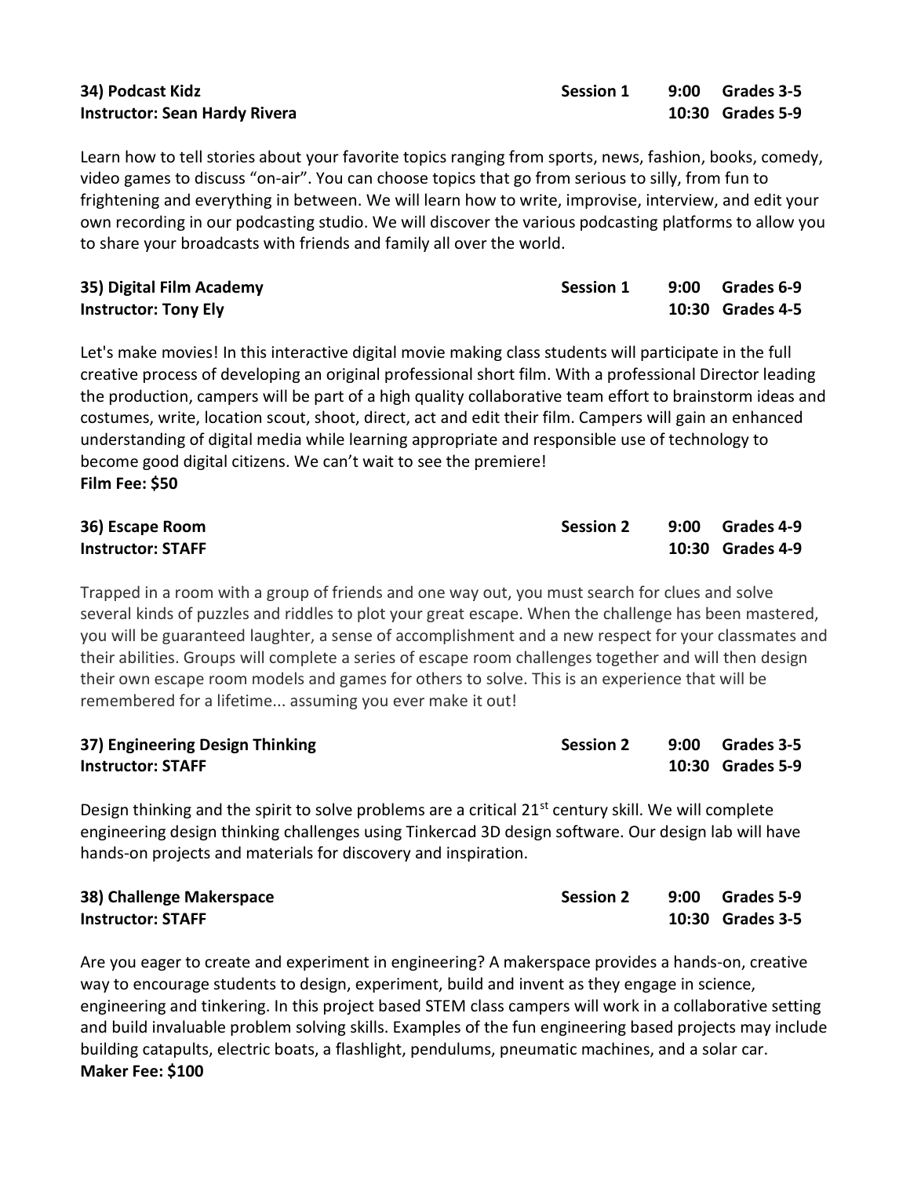**34) Podcast Kidz** | **Session 1** | **9:00 Grades 3-5**
**Instructor: Sean Hardy Rivera** | | **10:30 Grades 5-9**

Learn how to tell stories about your favorite topics ranging from sports, news, fashion, books, comedy, video games to discuss "on-air". You can choose topics that go from serious to silly, from fun to frightening and everything in between. We will learn how to write, improvise, interview, and edit your own recording in our podcasting studio. We will discover the various podcasting platforms to allow you to share your broadcasts with friends and family all over the world.

**35) Digital Film Academy** | **Session 1** | **9:00 Grades 6-9**
**Instructor: Tony Ely** | | **10:30 Grades 4-5**

Let's make movies! In this interactive digital movie making class students will participate in the full creative process of developing an original professional short film. With a professional Director leading the production, campers will be part of a high quality collaborative team effort to brainstorm ideas and costumes, write, location scout, shoot, direct, act and edit their film. Campers will gain an enhanced understanding of digital media while learning appropriate and responsible use of technology to become good digital citizens. We can't wait to see the premiere!
**Film Fee: $50**

**36) Escape Room** | **Session 2** | **9:00 Grades 4-9**
**Instructor: STAFF** | | **10:30 Grades 4-9**

Trapped in a room with a group of friends and one way out, you must search for clues and solve several kinds of puzzles and riddles to plot your great escape. When the challenge has been mastered, you will be guaranteed laughter, a sense of accomplishment and a new respect for your classmates and their abilities. Groups will complete a series of escape room challenges together and will then design their own escape room models and games for others to solve. This is an experience that will be remembered for a lifetime... assuming you ever make it out!

**37) Engineering Design Thinking** | **Session 2** | **9:00 Grades 3-5**
**Instructor: STAFF** | | **10:30 Grades 5-9**

Design thinking and the spirit to solve problems are a critical 21st century skill. We will complete engineering design thinking challenges using Tinkercad 3D design software. Our design lab will have hands-on projects and materials for discovery and inspiration.

**38) Challenge Makerspace** | **Session 2** | **9:00 Grades 5-9**
**Instructor: STAFF** | | **10:30 Grades 3-5**

Are you eager to create and experiment in engineering? A makerspace provides a hands-on, creative way to encourage students to design, experiment, build and invent as they engage in science, engineering and tinkering. In this project based STEM class campers will work in a collaborative setting and build invaluable problem solving skills. Examples of the fun engineering based projects may include building catapults, electric boats, a flashlight, pendulums, pneumatic machines, and a solar car.
**Maker Fee: $100**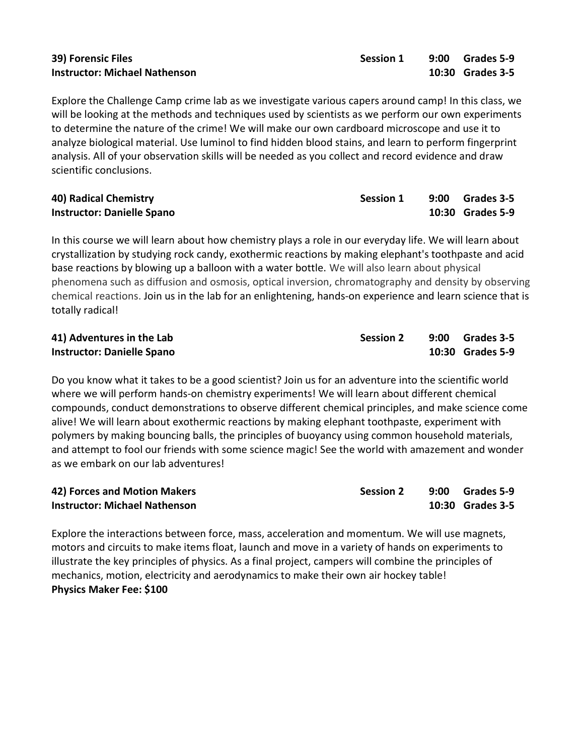**39) Forensic Files** — **Session 1** — **9:00 Grades 5-9** / **10:30 Grades 3-5**
**Instructor: Michael Nathenson**

Explore the Challenge Camp crime lab as we investigate various capers around camp! In this class, we will be looking at the methods and techniques used by scientists as we perform our own experiments to determine the nature of the crime! We will make our own cardboard microscope and use it to analyze biological material. Use luminol to find hidden blood stains, and learn to perform fingerprint analysis. All of your observation skills will be needed as you collect and record evidence and draw scientific conclusions.

**40) Radical Chemistry** — **Session 1** — **9:00 Grades 3-5** / **10:30 Grades 5-9**
**Instructor: Danielle Spano**

In this course we will learn about how chemistry plays a role in our everyday life. We will learn about crystallization by studying rock candy, exothermic reactions by making elephant's toothpaste and acid base reactions by blowing up a balloon with a water bottle. We will also learn about physical phenomena such as diffusion and osmosis, optical inversion, chromatography and density by observing chemical reactions. Join us in the lab for an enlightening, hands-on experience and learn science that is totally radical!

**41) Adventures in the Lab** — **Session 2** — **9:00 Grades 3-5** / **10:30 Grades 5-9**
**Instructor: Danielle Spano**

Do you know what it takes to be a good scientist? Join us for an adventure into the scientific world where we will perform hands-on chemistry experiments! We will learn about different chemical compounds, conduct demonstrations to observe different chemical principles, and make science come alive! We will learn about exothermic reactions by making elephant toothpaste, experiment with polymers by making bouncing balls, the principles of buoyancy using common household materials, and attempt to fool our friends with some science magic! See the world with amazement and wonder as we embark on our lab adventures!

**42) Forces and Motion Makers** — **Session 2** — **9:00 Grades 5-9** / **10:30 Grades 3-5**
**Instructor: Michael Nathenson**

Explore the interactions between force, mass, acceleration and momentum. We will use magnets, motors and circuits to make items float, launch and move in a variety of hands on experiments to illustrate the key principles of physics. As a final project, campers will combine the principles of mechanics, motion, electricity and aerodynamics to make their own air hockey table!
**Physics Maker Fee: $100**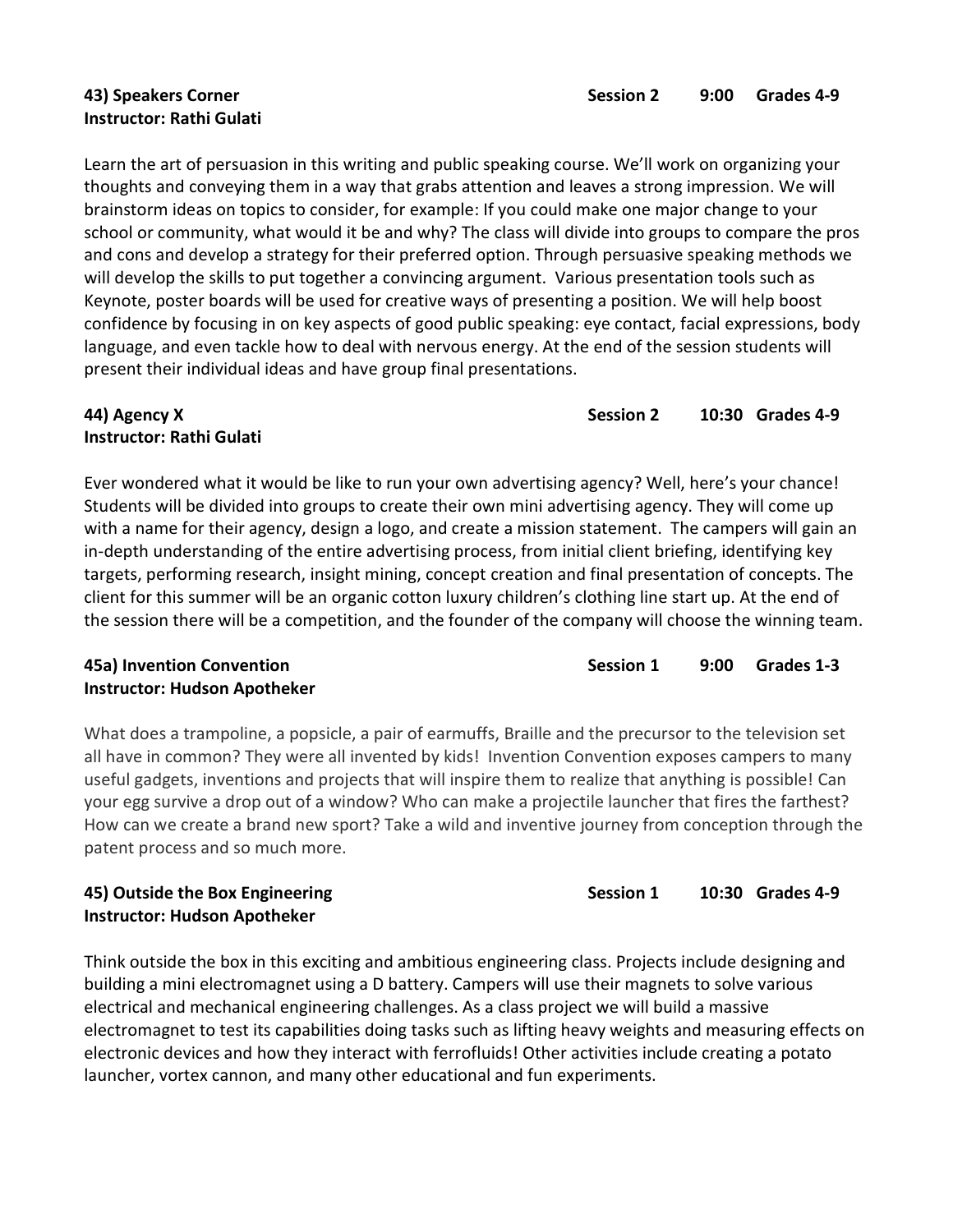**43) Speakers Corner** **Session 2** **9:00** **Grades 4-9**
**Instructor: Rathi Gulati**

Learn the art of persuasion in this writing and public speaking course. We'll work on organizing your thoughts and conveying them in a way that grabs attention and leaves a strong impression. We will brainstorm ideas on topics to consider, for example: If you could make one major change to your school or community, what would it be and why? The class will divide into groups to compare the pros and cons and develop a strategy for their preferred option. Through persuasive speaking methods we will develop the skills to put together a convincing argument. Various presentation tools such as Keynote, poster boards will be used for creative ways of presenting a position. We will help boost confidence by focusing in on key aspects of good public speaking: eye contact, facial expressions, body language, and even tackle how to deal with nervous energy. At the end of the session students will present their individual ideas and have group final presentations.

**44) Agency X** **Session 2** **10:30** **Grades 4-9**
**Instructor: Rathi Gulati**

Ever wondered what it would be like to run your own advertising agency? Well, here's your chance! Students will be divided into groups to create their own mini advertising agency. They will come up with a name for their agency, design a logo, and create a mission statement. The campers will gain an in-depth understanding of the entire advertising process, from initial client briefing, identifying key targets, performing research, insight mining, concept creation and final presentation of concepts. The client for this summer will be an organic cotton luxury children's clothing line start up. At the end of the session there will be a competition, and the founder of the company will choose the winning team.

**45a) Invention Convention** **Session 1** **9:00** **Grades 1-3**
**Instructor: Hudson Apotheker**

What does a trampoline, a popsicle, a pair of earmuffs, Braille and the precursor to the television set all have in common? They were all invented by kids! Invention Convention exposes campers to many useful gadgets, inventions and projects that will inspire them to realize that anything is possible! Can your egg survive a drop out of a window? Who can make a projectile launcher that fires the farthest? How can we create a brand new sport? Take a wild and inventive journey from conception through the patent process and so much more.

**45) Outside the Box Engineering** **Session 1** **10:30** **Grades 4-9**
**Instructor: Hudson Apotheker**

Think outside the box in this exciting and ambitious engineering class. Projects include designing and building a mini electromagnet using a D battery. Campers will use their magnets to solve various electrical and mechanical engineering challenges. As a class project we will build a massive electromagnet to test its capabilities doing tasks such as lifting heavy weights and measuring effects on electronic devices and how they interact with ferrofluids! Other activities include creating a potato launcher, vortex cannon, and many other educational and fun experiments.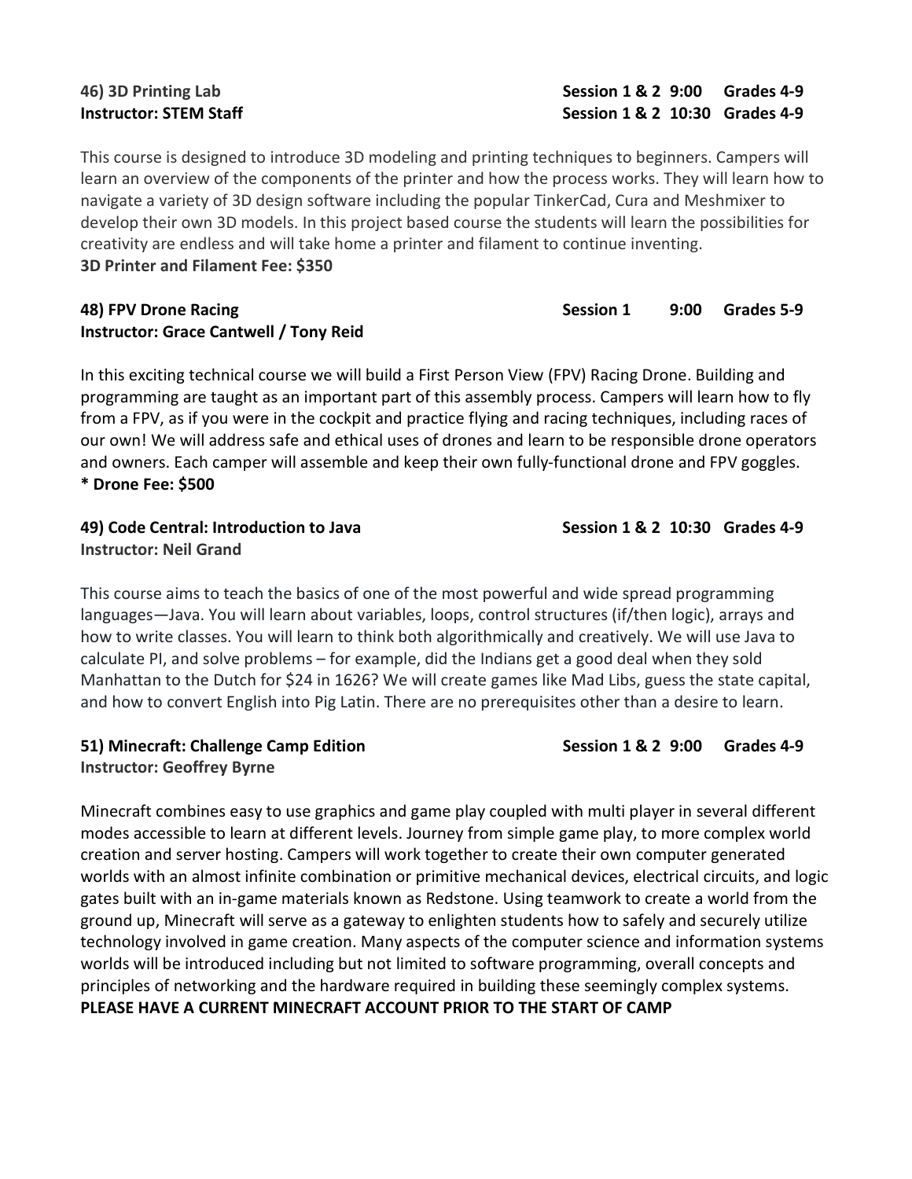**46) 3D Printing Lab** **Session 1 & 2 9:00 Grades 4-9**
**Instructor: STEM Staff** **Session 1 & 2 10:30 Grades 4-9**

This course is designed to introduce 3D modeling and printing techniques to beginners. Campers will learn an overview of the components of the printer and how the process works. They will learn how to navigate a variety of 3D design software including the popular TinkerCad, Cura and Meshmixer to develop their own 3D models. In this project based course the students will learn the possibilities for creativity are endless and will take home a printer and filament to continue inventing.
**3D Printer and Filament Fee: $350**

**48) FPV Drone Racing** **Session 1 9:00 Grades 5-9**
**Instructor: Grace Cantwell / Tony Reid**

In this exciting technical course we will build a First Person View (FPV) Racing Drone. Building and programming are taught as an important part of this assembly process. Campers will learn how to fly from a FPV, as if you were in the cockpit and practice flying and racing techniques, including races of our own! We will address safe and ethical uses of drones and learn to be responsible drone operators and owners. Each camper will assemble and keep their own fully-functional drone and FPV goggles.
**\* Drone Fee: $500**

**49) Code Central: Introduction to Java** **Session 1 & 2 10:30 Grades 4-9**
**Instructor: Neil Grand**

This course aims to teach the basics of one of the most powerful and wide spread programming languages—Java. You will learn about variables, loops, control structures (if/then logic), arrays and how to write classes. You will learn to think both algorithmically and creatively. We will use Java to calculate PI, and solve problems – for example, did the Indians get a good deal when they sold Manhattan to the Dutch for $24 in 1626? We will create games like Mad Libs, guess the state capital, and how to convert English into Pig Latin. There are no prerequisites other than a desire to learn.

**51) Minecraft: Challenge Camp Edition** **Session 1 & 2 9:00 Grades 4-9**
**Instructor: Geoffrey Byrne**

Minecraft combines easy to use graphics and game play coupled with multi player in several different modes accessible to learn at different levels. Journey from simple game play, to more complex world creation and server hosting. Campers will work together to create their own computer generated worlds with an almost infinite combination or primitive mechanical devices, electrical circuits, and logic gates built with an in-game materials known as Redstone. Using teamwork to create a world from the ground up, Minecraft will serve as a gateway to enlighten students how to safely and securely utilize technology involved in game creation. Many aspects of the computer science and information systems worlds will be introduced including but not limited to software programming, overall concepts and principles of networking and the hardware required in building these seemingly complex systems.
**PLEASE HAVE A CURRENT MINECRAFT ACCOUNT PRIOR TO THE START OF CAMP**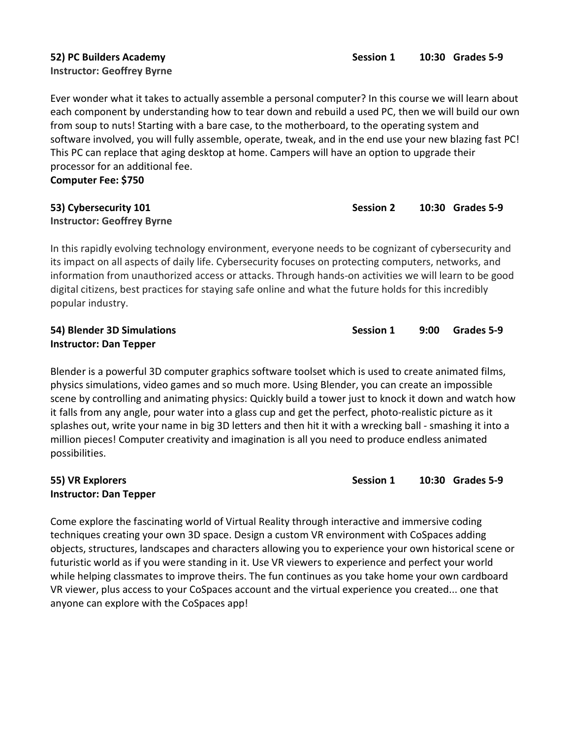**52) PC Builders Academy** **Session 1** **10:30** **Grades 5-9**
**Instructor: Geoffrey Byrne**

Ever wonder what it takes to actually assemble a personal computer? In this course we will learn about each component by understanding how to tear down and rebuild a used PC, then we will build our own from soup to nuts! Starting with a bare case, to the motherboard, to the operating system and software involved, you will fully assemble, operate, tweak, and in the end use your new blazing fast PC! This PC can replace that aging desktop at home. Campers will have an option to upgrade their processor for an additional fee.
**Computer Fee: $750**

**53) Cybersecurity 101** **Session 2** **10:30** **Grades 5-9**
**Instructor: Geoffrey Byrne**

In this rapidly evolving technology environment, everyone needs to be cognizant of cybersecurity and its impact on all aspects of daily life. Cybersecurity focuses on protecting computers, networks, and information from unauthorized access or attacks. Through hands-on activities we will learn to be good digital citizens, best practices for staying safe online and what the future holds for this incredibly popular industry.

**54) Blender 3D Simulations** **Session 1** **9:00** **Grades 5-9**
**Instructor: Dan Tepper**

Blender is a powerful 3D computer graphics software toolset which is used to create animated films, physics simulations, video games and so much more. Using Blender, you can create an impossible scene by controlling and animating physics: Quickly build a tower just to knock it down and watch how it falls from any angle, pour water into a glass cup and get the perfect, photo-realistic picture as it splashes out, write your name in big 3D letters and then hit it with a wrecking ball - smashing it into a million pieces! Computer creativity and imagination is all you need to produce endless animated possibilities.

**55) VR Explorers** **Session 1** **10:30** **Grades 5-9**
**Instructor: Dan Tepper**

Come explore the fascinating world of Virtual Reality through interactive and immersive coding techniques creating your own 3D space. Design a custom VR environment with CoSpaces adding objects, structures, landscapes and characters allowing you to experience your own historical scene or futuristic world as if you were standing in it. Use VR viewers to experience and perfect your world while helping classmates to improve theirs. The fun continues as you take home your own cardboard VR viewer, plus access to your CoSpaces account and the virtual experience you created... one that anyone can explore with the CoSpaces app!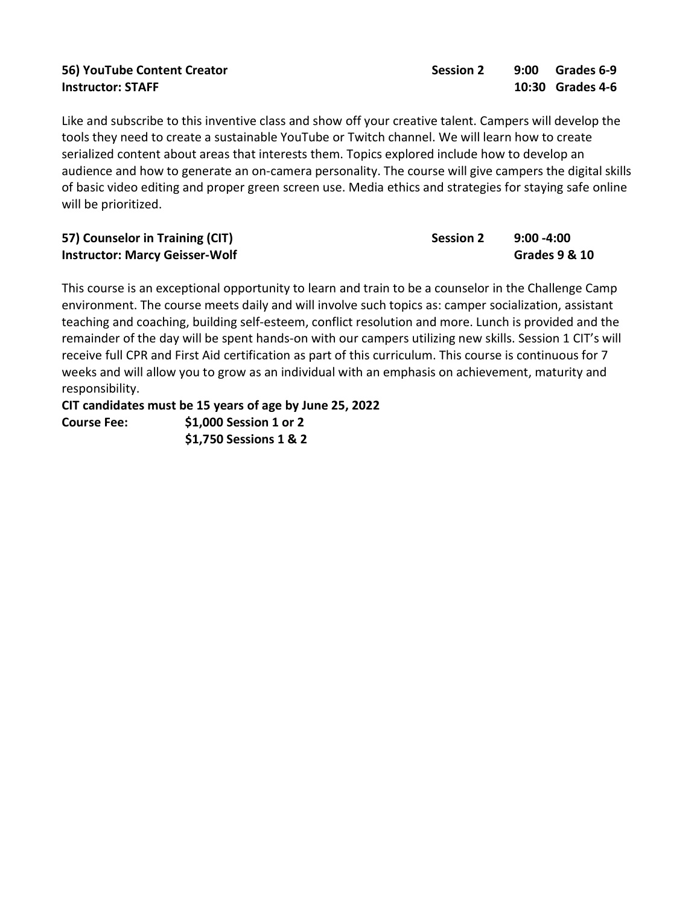**56) YouTube Content Creator** **Session 2** **9:00 Grades 6-9**
**Instructor: STAFF** **10:30 Grades 4-6**

Like and subscribe to this inventive class and show off your creative talent. Campers will develop the tools they need to create a sustainable YouTube or Twitch channel. We will learn how to create serialized content about areas that interests them. Topics explored include how to develop an audience and how to generate an on-camera personality. The course will give campers the digital skills of basic video editing and proper green screen use. Media ethics and strategies for staying safe online will be prioritized.

**57) Counselor in Training (CIT)** **Session 2** **9:00 -4:00**
**Instructor: Marcy Geisser-Wolf** **Grades 9 & 10**

This course is an exceptional opportunity to learn and train to be a counselor in the Challenge Camp environment. The course meets daily and will involve such topics as: camper socialization, assistant teaching and coaching, building self-esteem, conflict resolution and more. Lunch is provided and the remainder of the day will be spent hands-on with our campers utilizing new skills. Session 1 CIT's will receive full CPR and First Aid certification as part of this curriculum. This course is continuous for 7 weeks and will allow you to grow as an individual with an emphasis on achievement, maturity and responsibility.

**CIT candidates must be 15 years of age by June 25, 2022**
**Course Fee:** **$1,000 Session 1 or 2**
**$1,750 Sessions 1 & 2**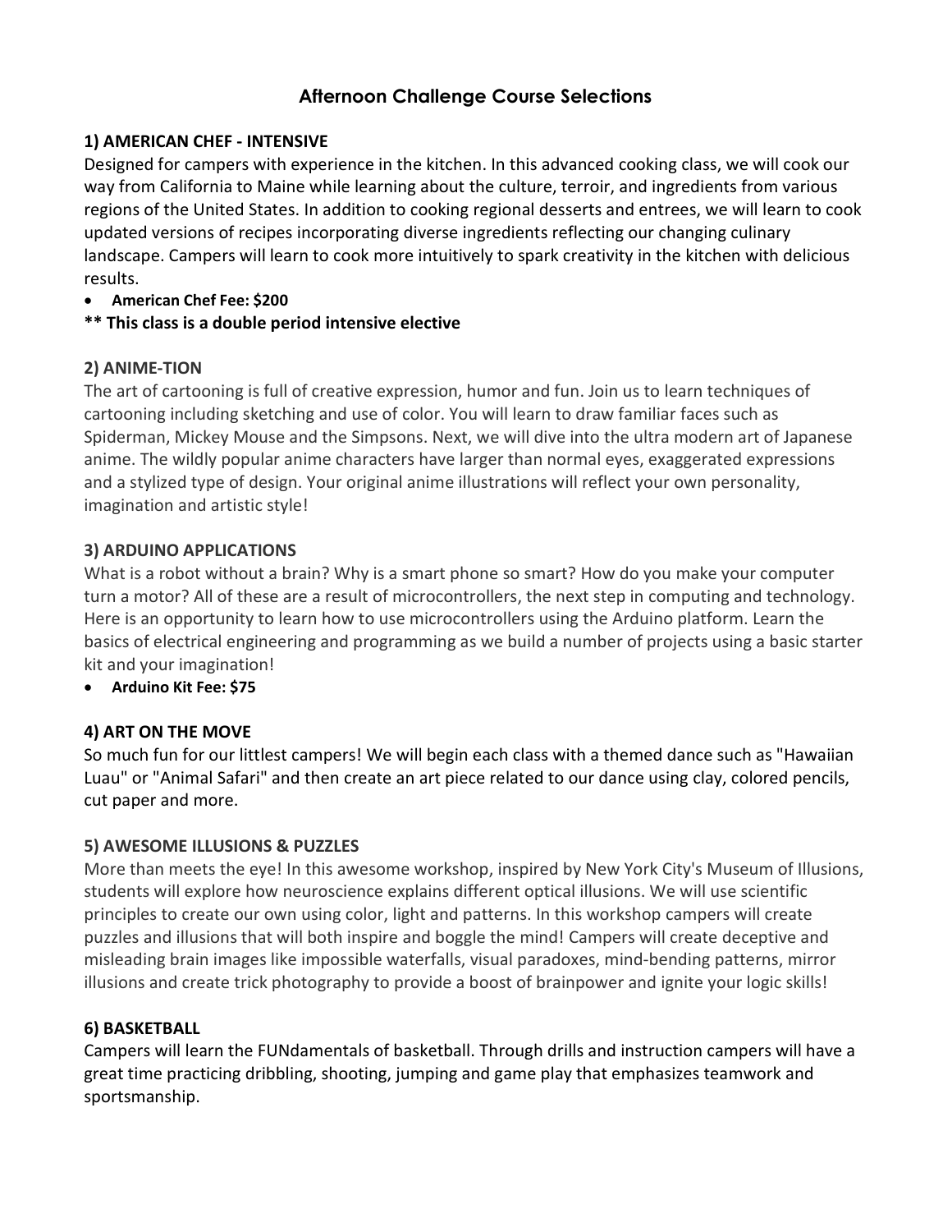# Afternoon Challenge Course Selections

### 1) AMERICAN CHEF - INTENSIVE

Designed for campers with experience in the kitchen. In this advanced cooking class, we will cook our way from California to Maine while learning about the culture, terroir, and ingredients from various regions of the United States. In addition to cooking regional desserts and entrees, we will learn to cook updated versions of recipes incorporating diverse ingredients reflecting our changing culinary landscape. Campers will learn to cook more intuitively to spark creativity in the kitchen with delicious results.

- **American Chef Fee: $200**

**** This class is a double period intensive elective**

### 2) ANIME-TION

The art of cartooning is full of creative expression, humor and fun. Join us to learn techniques of cartooning including sketching and use of color. You will learn to draw familiar faces such as Spiderman, Mickey Mouse and the Simpsons. Next, we will dive into the ultra modern art of Japanese anime. The wildly popular anime characters have larger than normal eyes, exaggerated expressions and a stylized type of design. Your original anime illustrations will reflect your own personality, imagination and artistic style!

### 3) ARDUINO APPLICATIONS

What is a robot without a brain? Why is a smart phone so smart? How do you make your computer turn a motor? All of these are a result of microcontrollers, the next step in computing and technology. Here is an opportunity to learn how to use microcontrollers using the Arduino platform. Learn the basics of electrical engineering and programming as we build a number of projects using a basic starter kit and your imagination!

- **Arduino Kit Fee: $75**

### 4) ART ON THE MOVE

So much fun for our littlest campers! We will begin each class with a themed dance such as "Hawaiian Luau" or "Animal Safari" and then create an art piece related to our dance using clay, colored pencils, cut paper and more.

### 5) AWESOME ILLUSIONS & PUZZLES

More than meets the eye! In this awesome workshop, inspired by New York City's Museum of Illusions, students will explore how neuroscience explains different optical illusions. We will use scientific principles to create our own using color, light and patterns. In this workshop campers will create puzzles and illusions that will both inspire and boggle the mind! Campers will create deceptive and misleading brain images like impossible waterfalls, visual paradoxes, mind-bending patterns, mirror illusions and create trick photography to provide a boost of brainpower and ignite your logic skills!

### 6) BASKETBALL

Campers will learn the FUNdamentals of basketball. Through drills and instruction campers will have a great time practicing dribbling, shooting, jumping and game play that emphasizes teamwork and sportsmanship.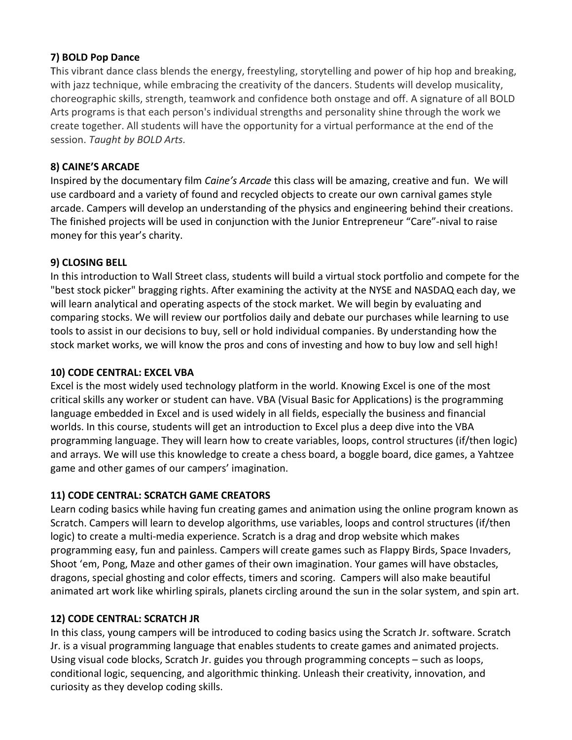### 7) BOLD Pop Dance

This vibrant dance class blends the energy, freestyling, storytelling and power of hip hop and breaking, with jazz technique, while embracing the creativity of the dancers. Students will develop musicality, choreographic skills, strength, teamwork and confidence both onstage and off. A signature of all BOLD Arts programs is that each person's individual strengths and personality shine through the work we create together. All students will have the opportunity for a virtual performance at the end of the session. *Taught by BOLD Arts.*

### 8) CAINE'S ARCADE

Inspired by the documentary film *Caine's Arcade* this class will be amazing, creative and fun. We will use cardboard and a variety of found and recycled objects to create our own carnival games style arcade. Campers will develop an understanding of the physics and engineering behind their creations. The finished projects will be used in conjunction with the Junior Entrepreneur "Care"-nival to raise money for this year's charity.

### 9) CLOSING BELL

In this introduction to Wall Street class, students will build a virtual stock portfolio and compete for the "best stock picker" bragging rights. After examining the activity at the NYSE and NASDAQ each day, we will learn analytical and operating aspects of the stock market. We will begin by evaluating and comparing stocks. We will review our portfolios daily and debate our purchases while learning to use tools to assist in our decisions to buy, sell or hold individual companies. By understanding how the stock market works, we will know the pros and cons of investing and how to buy low and sell high!

### 10) CODE CENTRAL: EXCEL VBA

Excel is the most widely used technology platform in the world. Knowing Excel is one of the most critical skills any worker or student can have. VBA (Visual Basic for Applications) is the programming language embedded in Excel and is used widely in all fields, especially the business and financial worlds. In this course, students will get an introduction to Excel plus a deep dive into the VBA programming language. They will learn how to create variables, loops, control structures (if/then logic) and arrays. We will use this knowledge to create a chess board, a boggle board, dice games, a Yahtzee game and other games of our campers' imagination.

### 11) CODE CENTRAL: SCRATCH GAME CREATORS

Learn coding basics while having fun creating games and animation using the online program known as Scratch. Campers will learn to develop algorithms, use variables, loops and control structures (if/then logic) to create a multi-media experience. Scratch is a drag and drop website which makes programming easy, fun and painless. Campers will create games such as Flappy Birds, Space Invaders, Shoot 'em, Pong, Maze and other games of their own imagination. Your games will have obstacles, dragons, special ghosting and color effects, timers and scoring. Campers will also make beautiful animated art work like whirling spirals, planets circling around the sun in the solar system, and spin art.

### 12) CODE CENTRAL: SCRATCH JR

In this class, young campers will be introduced to coding basics using the Scratch Jr. software. Scratch Jr. is a visual programming language that enables students to create games and animated projects. Using visual code blocks, Scratch Jr. guides you through programming concepts – such as loops, conditional logic, sequencing, and algorithmic thinking. Unleash their creativity, innovation, and curiosity as they develop coding skills.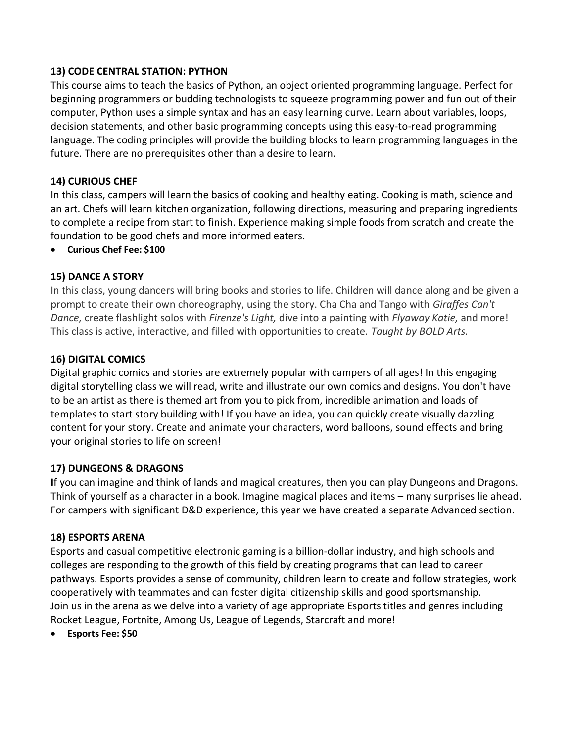### 13) CODE CENTRAL STATION: PYTHON

This course aims to teach the basics of Python, an object oriented programming language. Perfect for beginning programmers or budding technologists to squeeze programming power and fun out of their computer, Python uses a simple syntax and has an easy learning curve. Learn about variables, loops, decision statements, and other basic programming concepts using this easy-to-read programming language. The coding principles will provide the building blocks to learn programming languages in the future. There are no prerequisites other than a desire to learn.

### 14) CURIOUS CHEF

In this class, campers will learn the basics of cooking and healthy eating. Cooking is math, science and an art. Chefs will learn kitchen organization, following directions, measuring and preparing ingredients to complete a recipe from start to finish. Experience making simple foods from scratch and create the foundation to be good chefs and more informed eaters.

- **Curious Chef Fee: $100**

### 15) DANCE A STORY

In this class, young dancers will bring books and stories to life. Children will dance along and be given a prompt to create their own choreography, using the story. Cha Cha and Tango with *Giraffes Can't Dance,* create flashlight solos with *Firenze's Light,* dive into a painting with *Flyaway Katie,* and more! This class is active, interactive, and filled with opportunities to create. *Taught by BOLD Arts.*

### 16) DIGITAL COMICS

Digital graphic comics and stories are extremely popular with campers of all ages! In this engaging digital storytelling class we will read, write and illustrate our own comics and designs. You don't have to be an artist as there is themed art from you to pick from, incredible animation and loads of templates to start story building with! If you have an idea, you can quickly create visually dazzling content for your story. Create and animate your characters, word balloons, sound effects and bring your original stories to life on screen!

### 17) DUNGEONS & DRAGONS

**I**f you can imagine and think of lands and magical creatures, then you can play Dungeons and Dragons. Think of yourself as a character in a book. Imagine magical places and items – many surprises lie ahead. For campers with significant D&D experience, this year we have created a separate Advanced section.

### 18) ESPORTS ARENA

Esports and casual competitive electronic gaming is a billion-dollar industry, and high schools and colleges are responding to the growth of this field by creating programs that can lead to career pathways. Esports provides a sense of community, children learn to create and follow strategies, work cooperatively with teammates and can foster digital citizenship skills and good sportsmanship.
Join us in the arena as we delve into a variety of age appropriate Esports titles and genres including Rocket League, Fortnite, Among Us, League of Legends, Starcraft and more!

- **Esports Fee: $50**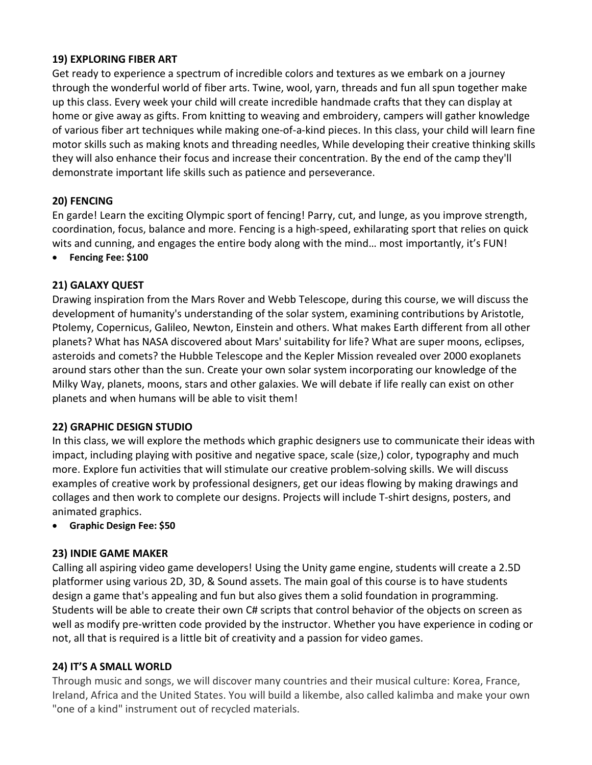**19) EXPLORING FIBER ART**

Get ready to experience a spectrum of incredible colors and textures as we embark on a journey through the wonderful world of fiber arts. Twine, wool, yarn, threads and fun all spun together make up this class. Every week your child will create incredible handmade crafts that they can display at home or give away as gifts. From knitting to weaving and embroidery, campers will gather knowledge of various fiber art techniques while making one-of-a-kind pieces. In this class, your child will learn fine motor skills such as making knots and threading needles, While developing their creative thinking skills they will also enhance their focus and increase their concentration. By the end of the camp they'll demonstrate important life skills such as patience and perseverance.

**20) FENCING**

En garde! Learn the exciting Olympic sport of fencing! Parry, cut, and lunge, as you improve strength, coordination, focus, balance and more. Fencing is a high-speed, exhilarating sport that relies on quick wits and cunning, and engages the entire body along with the mind… most importantly, it's FUN!

- **Fencing Fee: $100**

**21) GALAXY QUEST**

Drawing inspiration from the Mars Rover and Webb Telescope, during this course, we will discuss the development of humanity's understanding of the solar system, examining contributions by Aristotle, Ptolemy, Copernicus, Galileo, Newton, Einstein and others. What makes Earth different from all other planets? What has NASA discovered about Mars' suitability for life? What are super moons, eclipses, asteroids and comets? the Hubble Telescope and the Kepler Mission revealed over 2000 exoplanets around stars other than the sun. Create your own solar system incorporating our knowledge of the Milky Way, planets, moons, stars and other galaxies. We will debate if life really can exist on other planets and when humans will be able to visit them!

**22) GRAPHIC DESIGN STUDIO**

In this class, we will explore the methods which graphic designers use to communicate their ideas with impact, including playing with positive and negative space, scale (size,) color, typography and much more. Explore fun activities that will stimulate our creative problem-solving skills. We will discuss examples of creative work by professional designers, get our ideas flowing by making drawings and collages and then work to complete our designs. Projects will include T-shirt designs, posters, and animated graphics.

- **Graphic Design Fee: $50**

**23) INDIE GAME MAKER**

Calling all aspiring video game developers! Using the Unity game engine, students will create a 2.5D platformer using various 2D, 3D, & Sound assets. The main goal of this course is to have students design a game that's appealing and fun but also gives them a solid foundation in programming. Students will be able to create their own C# scripts that control behavior of the objects on screen as well as modify pre-written code provided by the instructor. Whether you have experience in coding or not, all that is required is a little bit of creativity and a passion for video games.

**24) IT'S A SMALL WORLD**

Through music and songs, we will discover many countries and their musical culture: Korea, France, Ireland, Africa and the United States. You will build a likembe, also called kalimba and make your own "one of a kind" instrument out of recycled materials.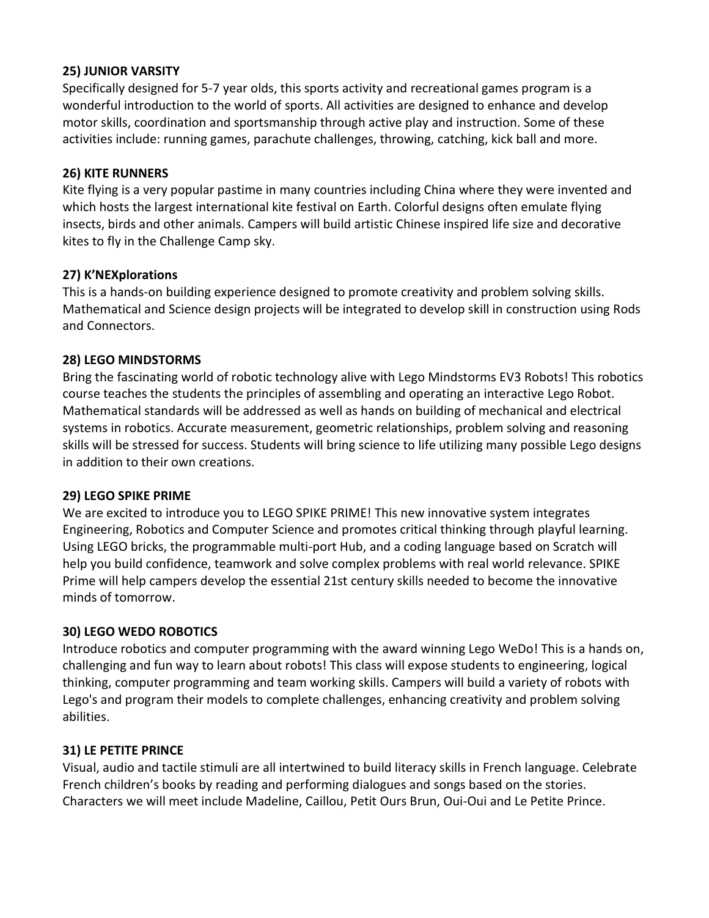**25) JUNIOR VARSITY**

Specifically designed for 5-7 year olds, this sports activity and recreational games program is a wonderful introduction to the world of sports. All activities are designed to enhance and develop motor skills, coordination and sportsmanship through active play and instruction. Some of these activities include: running games, parachute challenges, throwing, catching, kick ball and more.

**26) KITE RUNNERS**

Kite flying is a very popular pastime in many countries including China where they were invented and which hosts the largest international kite festival on Earth. Colorful designs often emulate flying insects, birds and other animals. Campers will build artistic Chinese inspired life size and decorative kites to fly in the Challenge Camp sky.

**27) K'NEXplorations**

This is a hands-on building experience designed to promote creativity and problem solving skills. Mathematical and Science design projects will be integrated to develop skill in construction using Rods and Connectors.

**28) LEGO MINDSTORMS**

Bring the fascinating world of robotic technology alive with Lego Mindstorms EV3 Robots! This robotics course teaches the students the principles of assembling and operating an interactive Lego Robot. Mathematical standards will be addressed as well as hands on building of mechanical and electrical systems in robotics. Accurate measurement, geometric relationships, problem solving and reasoning skills will be stressed for success. Students will bring science to life utilizing many possible Lego designs in addition to their own creations.

**29) LEGO SPIKE PRIME**

We are excited to introduce you to LEGO SPIKE PRIME! This new innovative system integrates Engineering, Robotics and Computer Science and promotes critical thinking through playful learning. Using LEGO bricks, the programmable multi-port Hub, and a coding language based on Scratch will help you build confidence, teamwork and solve complex problems with real world relevance. SPIKE Prime will help campers develop the essential 21st century skills needed to become the innovative minds of tomorrow.

**30) LEGO WEDO ROBOTICS**

Introduce robotics and computer programming with the award winning Lego WeDo! This is a hands on, challenging and fun way to learn about robots! This class will expose students to engineering, logical thinking, computer programming and team working skills. Campers will build a variety of robots with Lego's and program their models to complete challenges, enhancing creativity and problem solving abilities.

**31) LE PETITE PRINCE**

Visual, audio and tactile stimuli are all intertwined to build literacy skills in French language. Celebrate French children's books by reading and performing dialogues and songs based on the stories. Characters we will meet include Madeline, Caillou, Petit Ours Brun, Oui-Oui and Le Petite Prince.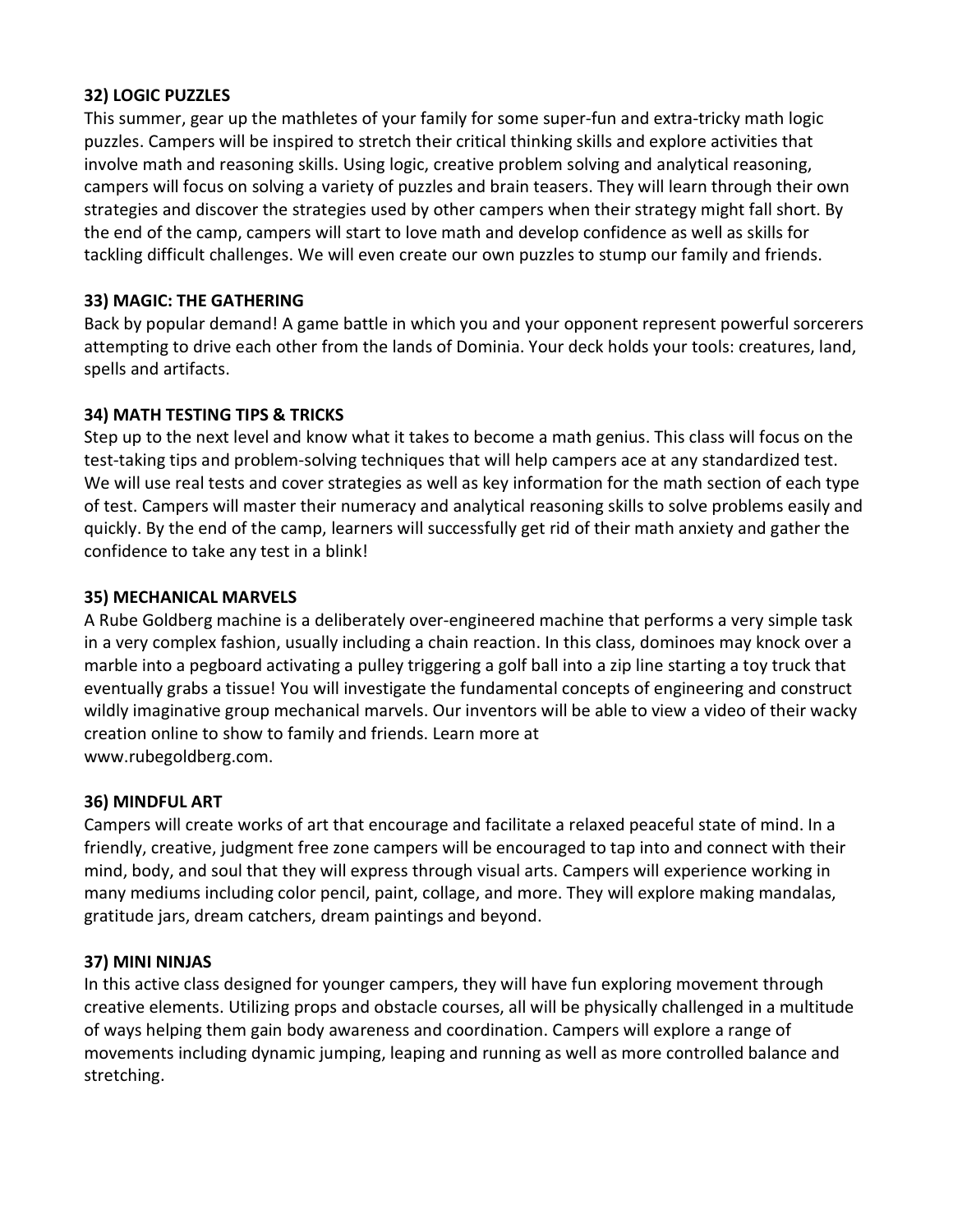**32) LOGIC PUZZLES**

This summer, gear up the mathletes of your family for some super-fun and extra-tricky math logic puzzles. Campers will be inspired to stretch their critical thinking skills and explore activities that involve math and reasoning skills. Using logic, creative problem solving and analytical reasoning, campers will focus on solving a variety of puzzles and brain teasers. They will learn through their own strategies and discover the strategies used by other campers when their strategy might fall short. By the end of the camp, campers will start to love math and develop confidence as well as skills for tackling difficult challenges. We will even create our own puzzles to stump our family and friends.

**33) MAGIC: THE GATHERING**

Back by popular demand! A game battle in which you and your opponent represent powerful sorcerers attempting to drive each other from the lands of Dominia. Your deck holds your tools: creatures, land, spells and artifacts.

**34) MATH TESTING TIPS & TRICKS**

Step up to the next level and know what it takes to become a math genius. This class will focus on the test-taking tips and problem-solving techniques that will help campers ace at any standardized test. We will use real tests and cover strategies as well as key information for the math section of each type of test. Campers will master their numeracy and analytical reasoning skills to solve problems easily and quickly. By the end of the camp, learners will successfully get rid of their math anxiety and gather the confidence to take any test in a blink!

**35) MECHANICAL MARVELS**

A Rube Goldberg machine is a deliberately over-engineered machine that performs a very simple task in a very complex fashion, usually including a chain reaction. In this class, dominoes may knock over a marble into a pegboard activating a pulley triggering a golf ball into a zip line starting a toy truck that eventually grabs a tissue! You will investigate the fundamental concepts of engineering and construct wildly imaginative group mechanical marvels. Our inventors will be able to view a video of their wacky creation online to show to family and friends. Learn more at www.rubegoldberg.com.

**36) MINDFUL ART**

Campers will create works of art that encourage and facilitate a relaxed peaceful state of mind. In a friendly, creative, judgment free zone campers will be encouraged to tap into and connect with their mind, body, and soul that they will express through visual arts. Campers will experience working in many mediums including color pencil, paint, collage, and more. They will explore making mandalas, gratitude jars, dream catchers, dream paintings and beyond.

**37) MINI NINJAS**

In this active class designed for younger campers, they will have fun exploring movement through creative elements. Utilizing props and obstacle courses, all will be physically challenged in a multitude of ways helping them gain body awareness and coordination. Campers will explore a range of movements including dynamic jumping, leaping and running as well as more controlled balance and stretching.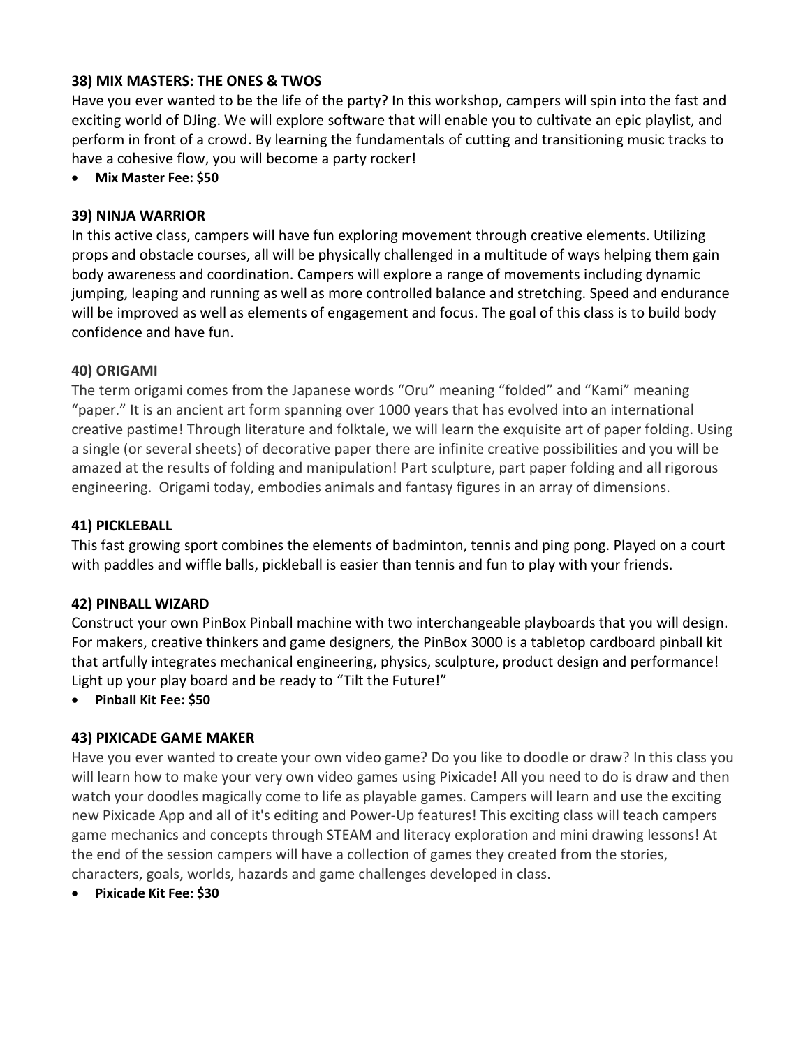### 38) MIX MASTERS: THE ONES & TWOS

Have you ever wanted to be the life of the party? In this workshop, campers will spin into the fast and exciting world of DJing. We will explore software that will enable you to cultivate an epic playlist, and perform in front of a crowd. By learning the fundamentals of cutting and transitioning music tracks to have a cohesive flow, you will become a party rocker!

- **Mix Master Fee: $50**

### 39) NINJA WARRIOR

In this active class, campers will have fun exploring movement through creative elements. Utilizing props and obstacle courses, all will be physically challenged in a multitude of ways helping them gain body awareness and coordination. Campers will explore a range of movements including dynamic jumping, leaping and running as well as more controlled balance and stretching. Speed and endurance will be improved as well as elements of engagement and focus. The goal of this class is to build body confidence and have fun.

### 40) ORIGAMI

The term origami comes from the Japanese words “Oru” meaning “folded” and “Kami” meaning “paper.” It is an ancient art form spanning over 1000 years that has evolved into an international creative pastime! Through literature and folktale, we will learn the exquisite art of paper folding. Using a single (or several sheets) of decorative paper there are infinite creative possibilities and you will be amazed at the results of folding and manipulation! Part sculpture, part paper folding and all rigorous engineering. Origami today, embodies animals and fantasy figures in an array of dimensions.

### 41) PICKLEBALL

This fast growing sport combines the elements of badminton, tennis and ping pong. Played on a court with paddles and wiffle balls, pickleball is easier than tennis and fun to play with your friends.

### 42) PINBALL WIZARD

Construct your own PinBox Pinball machine with two interchangeable playboards that you will design. For makers, creative thinkers and game designers, the PinBox 3000 is a tabletop cardboard pinball kit that artfully integrates mechanical engineering, physics, sculpture, product design and performance! Light up your play board and be ready to “Tilt the Future!”

- **Pinball Kit Fee: $50**

### 43) PIXICADE GAME MAKER

Have you ever wanted to create your own video game? Do you like to doodle or draw? In this class you will learn how to make your very own video games using Pixicade! All you need to do is draw and then watch your doodles magically come to life as playable games. Campers will learn and use the exciting new Pixicade App and all of it's editing and Power-Up features! This exciting class will teach campers game mechanics and concepts through STEAM and literacy exploration and mini drawing lessons! At the end of the session campers will have a collection of games they created from the stories, characters, goals, worlds, hazards and game challenges developed in class.

- **Pixicade Kit Fee: $30**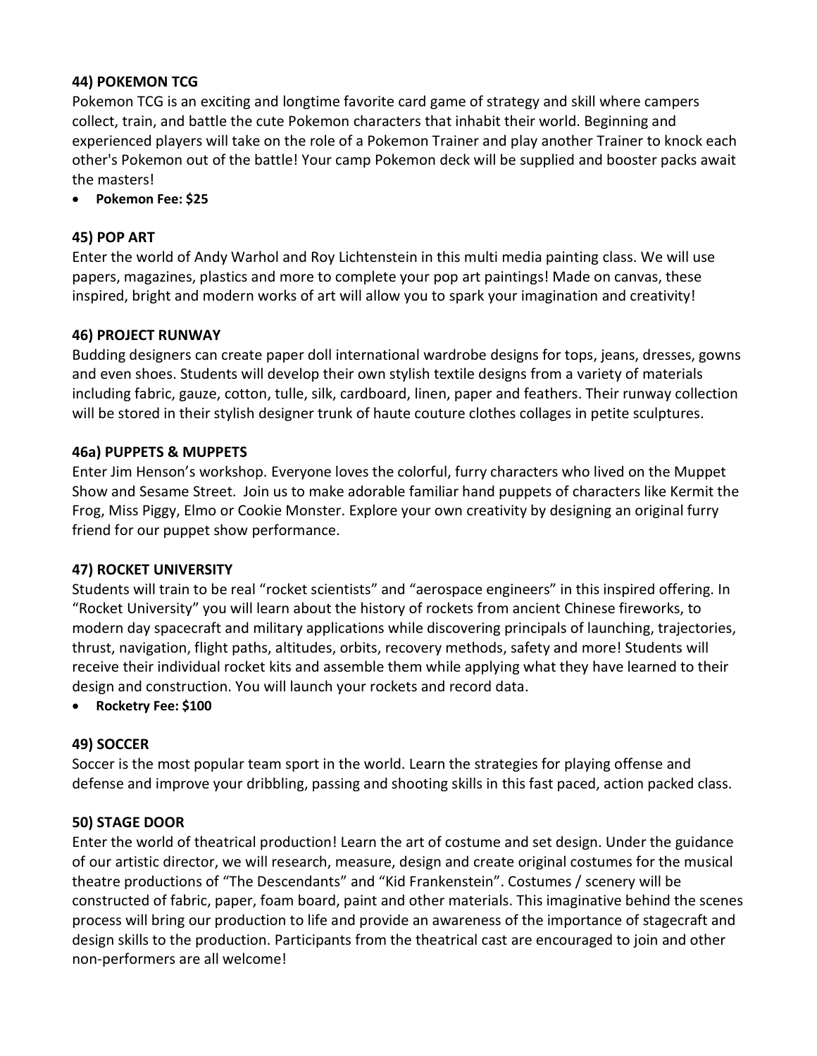### 44) POKEMON TCG

Pokemon TCG is an exciting and longtime favorite card game of strategy and skill where campers collect, train, and battle the cute Pokemon characters that inhabit their world. Beginning and experienced players will take on the role of a Pokemon Trainer and play another Trainer to knock each other's Pokemon out of the battle! Your camp Pokemon deck will be supplied and booster packs await the masters!

- **Pokemon Fee: $25**

### 45) POP ART

Enter the world of Andy Warhol and Roy Lichtenstein in this multi media painting class. We will use papers, magazines, plastics and more to complete your pop art paintings! Made on canvas, these inspired, bright and modern works of art will allow you to spark your imagination and creativity!

### 46) PROJECT RUNWAY

Budding designers can create paper doll international wardrobe designs for tops, jeans, dresses, gowns and even shoes. Students will develop their own stylish textile designs from a variety of materials including fabric, gauze, cotton, tulle, silk, cardboard, linen, paper and feathers. Their runway collection will be stored in their stylish designer trunk of haute couture clothes collages in petite sculptures.

### 46a) PUPPETS & MUPPETS

Enter Jim Henson's workshop. Everyone loves the colorful, furry characters who lived on the Muppet Show and Sesame Street. Join us to make adorable familiar hand puppets of characters like Kermit the Frog, Miss Piggy, Elmo or Cookie Monster. Explore your own creativity by designing an original furry friend for our puppet show performance.

### 47) ROCKET UNIVERSITY

Students will train to be real "rocket scientists" and "aerospace engineers" in this inspired offering. In "Rocket University" you will learn about the history of rockets from ancient Chinese fireworks, to modern day spacecraft and military applications while discovering principals of launching, trajectories, thrust, navigation, flight paths, altitudes, orbits, recovery methods, safety and more! Students will receive their individual rocket kits and assemble them while applying what they have learned to their design and construction. You will launch your rockets and record data.

- **Rocketry Fee: $100**

### 49) SOCCER

Soccer is the most popular team sport in the world. Learn the strategies for playing offense and defense and improve your dribbling, passing and shooting skills in this fast paced, action packed class.

### 50) STAGE DOOR

Enter the world of theatrical production! Learn the art of costume and set design. Under the guidance of our artistic director, we will research, measure, design and create original costumes for the musical theatre productions of "The Descendants" and "Kid Frankenstein". Costumes / scenery will be constructed of fabric, paper, foam board, paint and other materials. This imaginative behind the scenes process will bring our production to life and provide an awareness of the importance of stagecraft and design skills to the production. Participants from the theatrical cast are encouraged to join and other non-performers are all welcome!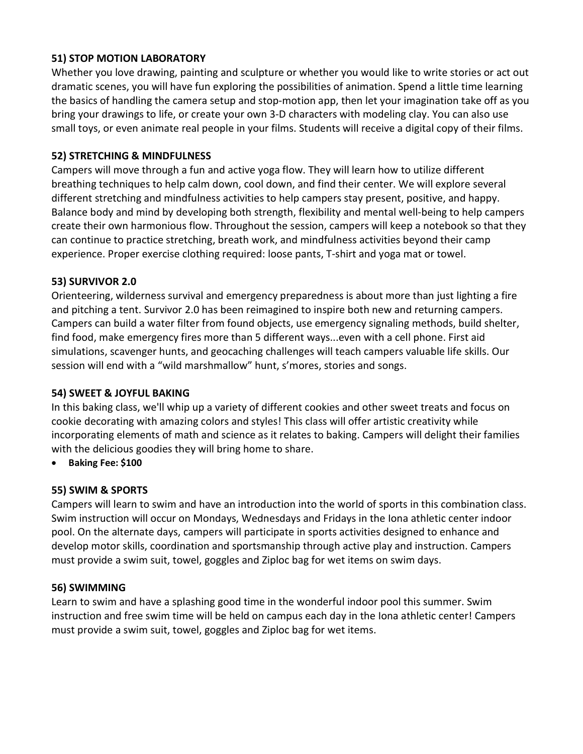**51) STOP MOTION LABORATORY**
Whether you love drawing, painting and sculpture or whether you would like to write stories or act out dramatic scenes, you will have fun exploring the possibilities of animation. Spend a little time learning the basics of handling the camera setup and stop-motion app, then let your imagination take off as you bring your drawings to life, or create your own 3-D characters with modeling clay. You can also use small toys, or even animate real people in your films. Students will receive a digital copy of their films.

**52) STRETCHING & MINDFULNESS**
Campers will move through a fun and active yoga flow. They will learn how to utilize different breathing techniques to help calm down, cool down, and find their center. We will explore several different stretching and mindfulness activities to help campers stay present, positive, and happy. Balance body and mind by developing both strength, flexibility and mental well-being to help campers create their own harmonious flow. Throughout the session, campers will keep a notebook so that they can continue to practice stretching, breath work, and mindfulness activities beyond their camp experience. Proper exercise clothing required: loose pants, T-shirt and yoga mat or towel.

**53) SURVIVOR 2.0**
Orienteering, wilderness survival and emergency preparedness is about more than just lighting a fire and pitching a tent. Survivor 2.0 has been reimagined to inspire both new and returning campers. Campers can build a water filter from found objects, use emergency signaling methods, build shelter, find food, make emergency fires more than 5 different ways...even with a cell phone. First aid simulations, scavenger hunts, and geocaching challenges will teach campers valuable life skills. Our session will end with a "wild marshmallow" hunt, s'mores, stories and songs.

**54) SWEET & JOYFUL BAKING**
In this baking class, we'll whip up a variety of different cookies and other sweet treats and focus on cookie decorating with amazing colors and styles! This class will offer artistic creativity while incorporating elements of math and science as it relates to baking. Campers will delight their families with the delicious goodies they will bring home to share.

- **Baking Fee: $100**

**55) SWIM & SPORTS**
Campers will learn to swim and have an introduction into the world of sports in this combination class. Swim instruction will occur on Mondays, Wednesdays and Fridays in the Iona athletic center indoor pool. On the alternate days, campers will participate in sports activities designed to enhance and develop motor skills, coordination and sportsmanship through active play and instruction. Campers must provide a swim suit, towel, goggles and Ziploc bag for wet items on swim days.

**56) SWIMMING**
Learn to swim and have a splashing good time in the wonderful indoor pool this summer. Swim instruction and free swim time will be held on campus each day in the Iona athletic center! Campers must provide a swim suit, towel, goggles and Ziploc bag for wet items.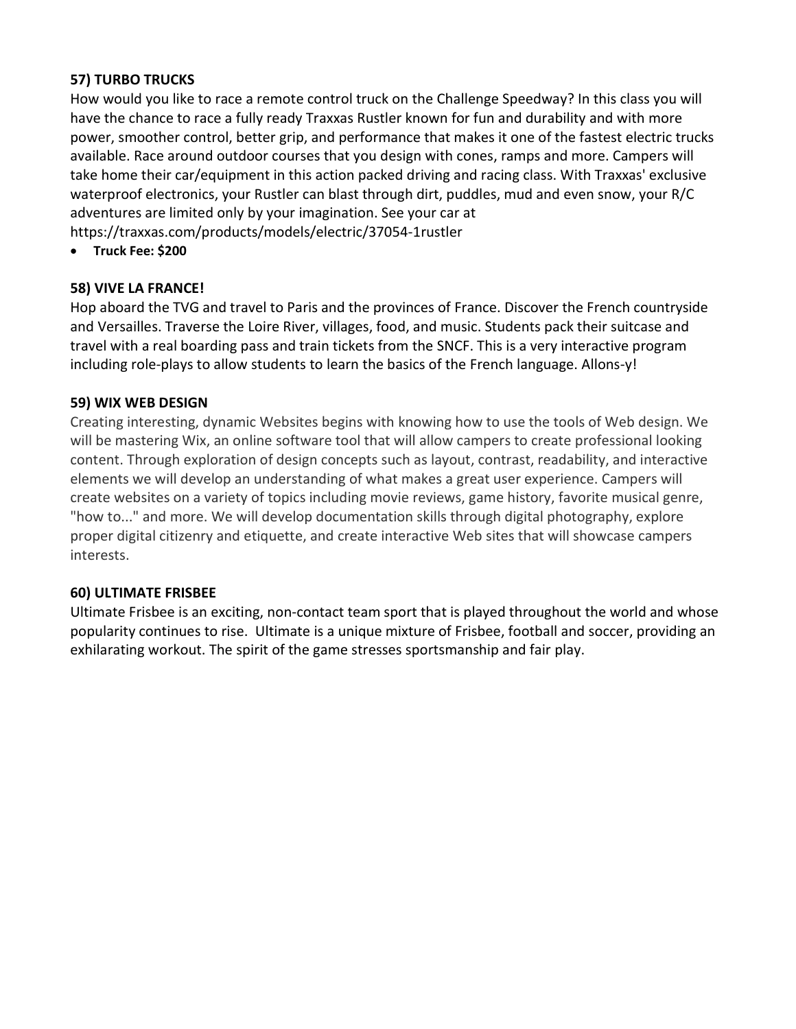**57) TURBO TRUCKS**

How would you like to race a remote control truck on the Challenge Speedway? In this class you will have the chance to race a fully ready Traxxas Rustler known for fun and durability and with more power, smoother control, better grip, and performance that makes it one of the fastest electric trucks available. Race around outdoor courses that you design with cones, ramps and more. Campers will take home their car/equipment in this action packed driving and racing class. With Traxxas' exclusive waterproof electronics, your Rustler can blast through dirt, puddles, mud and even snow, your R/C adventures are limited only by your imagination. See your car at https://traxxas.com/products/models/electric/37054-1rustler

- **Truck Fee: $200**

**58) VIVE LA FRANCE!**

Hop aboard the TVG and travel to Paris and the provinces of France. Discover the French countryside and Versailles. Traverse the Loire River, villages, food, and music. Students pack their suitcase and travel with a real boarding pass and train tickets from the SNCF. This is a very interactive program including role-plays to allow students to learn the basics of the French language. Allons-y!

**59) WIX WEB DESIGN**

Creating interesting, dynamic Websites begins with knowing how to use the tools of Web design. We will be mastering Wix, an online software tool that will allow campers to create professional looking content. Through exploration of design concepts such as layout, contrast, readability, and interactive elements we will develop an understanding of what makes a great user experience. Campers will create websites on a variety of topics including movie reviews, game history, favorite musical genre, "how to..." and more. We will develop documentation skills through digital photography, explore proper digital citizenry and etiquette, and create interactive Web sites that will showcase campers interests.

**60) ULTIMATE FRISBEE**

Ultimate Frisbee is an exciting, non-contact team sport that is played throughout the world and whose popularity continues to rise. Ultimate is a unique mixture of Frisbee, football and soccer, providing an exhilarating workout. The spirit of the game stresses sportsmanship and fair play.